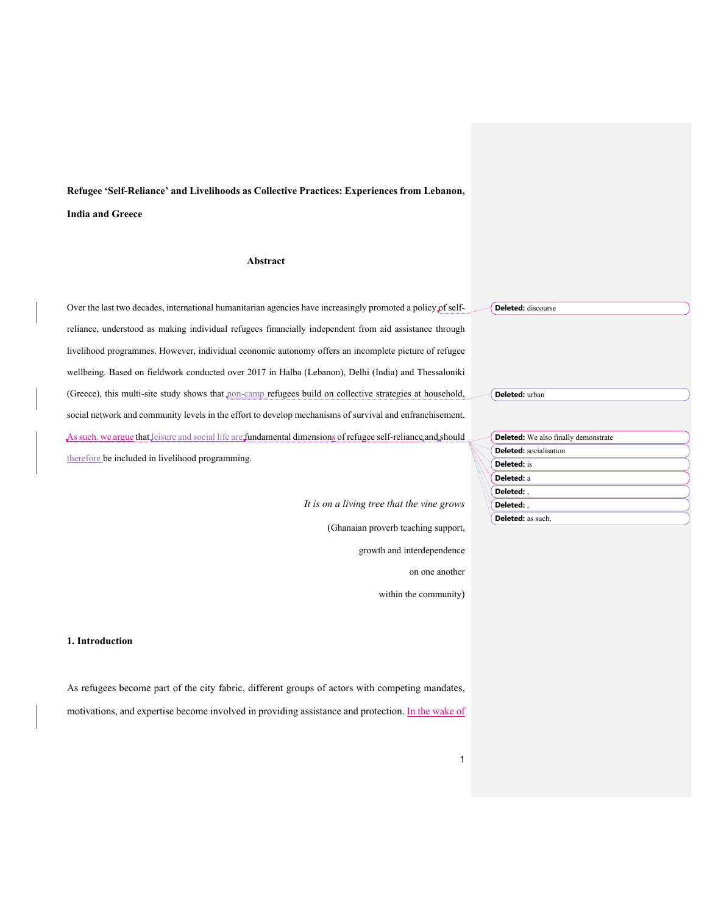**Refugee 'Self-Reliance' and Livelihoods as Collective Practices: Experiences from Lebanon, India and Greece**

## Abstract

Over the last two decades, international humanitarian agencies have increasingly promoted a policy of self-reliance, understood as making individual refugees financially independent from aid assistance through livelihood programmes. However, individual economic autonomy offers an incomplete picture of refugee wellbeing. Based on fieldwork conducted over 2017 in Halba (Lebanon), Delhi (India) and Thessaloniki (Greece), this multi-site study shows that non-camp refugees build on collective strategies at household, social network and community levels in the effort to develop mechanisms of survival and enfranchisement. As such, we argue that leisure and social life are fundamental dimensions of refugee self-reliance and should therefore be included in livelihood programming.

*It is on a living tree that the vine grows*

(Ghanaian proverb teaching support,

growth and interdependence

on one another

within the community)

## 1. Introduction

As refugees become part of the city fabric, different groups of actors with competing mandates, motivations, and expertise become involved in providing assistance and protection. In the wake of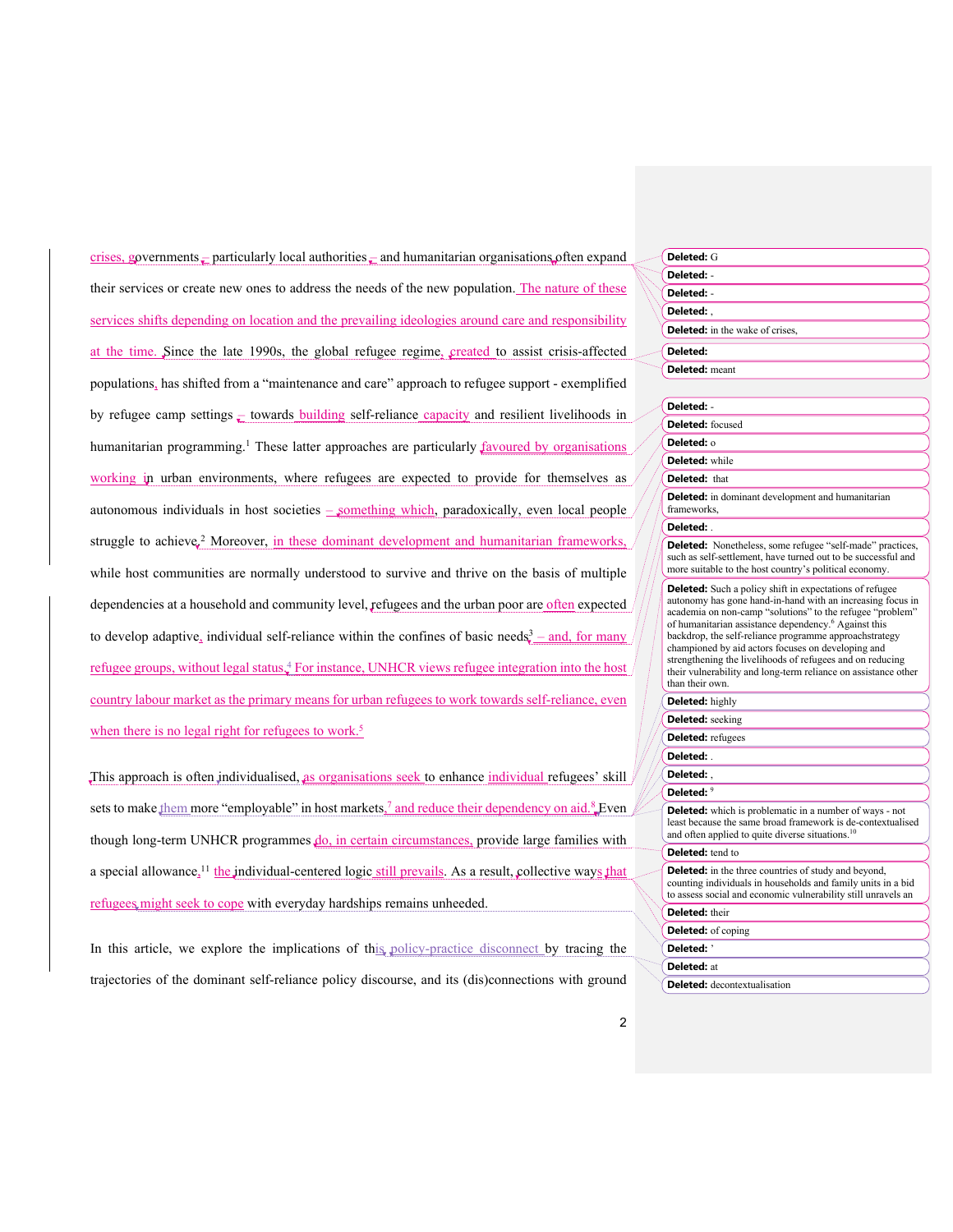crises, governments – particularly local authorities – and humanitarian organisations often expand their services or create new ones to address the needs of the new population. The nature of these services shifts depending on location and the prevailing ideologies around care and responsibility at the time. Since the late 1990s, the global refugee regime, created to assist crisis-affected populations, has shifted from a "maintenance and care" approach to refugee support - exemplified by refugee camp settings – towards building self-reliance capacity and resilient livelihoods in humanitarian programming.[1] These latter approaches are particularly favoured by organisations working in urban environments, where refugees are expected to provide for themselves as autonomous individuals in host societies – something which, paradoxically, even local people struggle to achieve.[2] Moreover, in these dominant development and humanitarian frameworks, while host communities are normally understood to survive and thrive on the basis of multiple dependencies at a household and community level, refugees and the urban poor are often expected to develop adaptive, individual self-reliance within the confines of basic needs[3] – and, for many refugee groups, without legal status.[4] For instance, UNHCR views refugee integration into the host country labour market as the primary means for urban refugees to work towards self-reliance, even when there is no legal right for refugees to work.[5]

This approach is often individualised, as organisations seek to enhance individual refugees' skill sets to make them more "employable" in host markets,[7] and reduce their dependency on aid.[8] Even though long-term UNHCR programmes do, in certain circumstances, provide large families with a special allowance,[11] the individual-centered logic still prevails. As a result, collective ways that refugees might seek to cope with everyday hardships remains unheeded.

In this article, we explore the implications of this policy-practice disconnect by tracing the trajectories of the dominant self-reliance policy discourse, and its (dis)connections with ground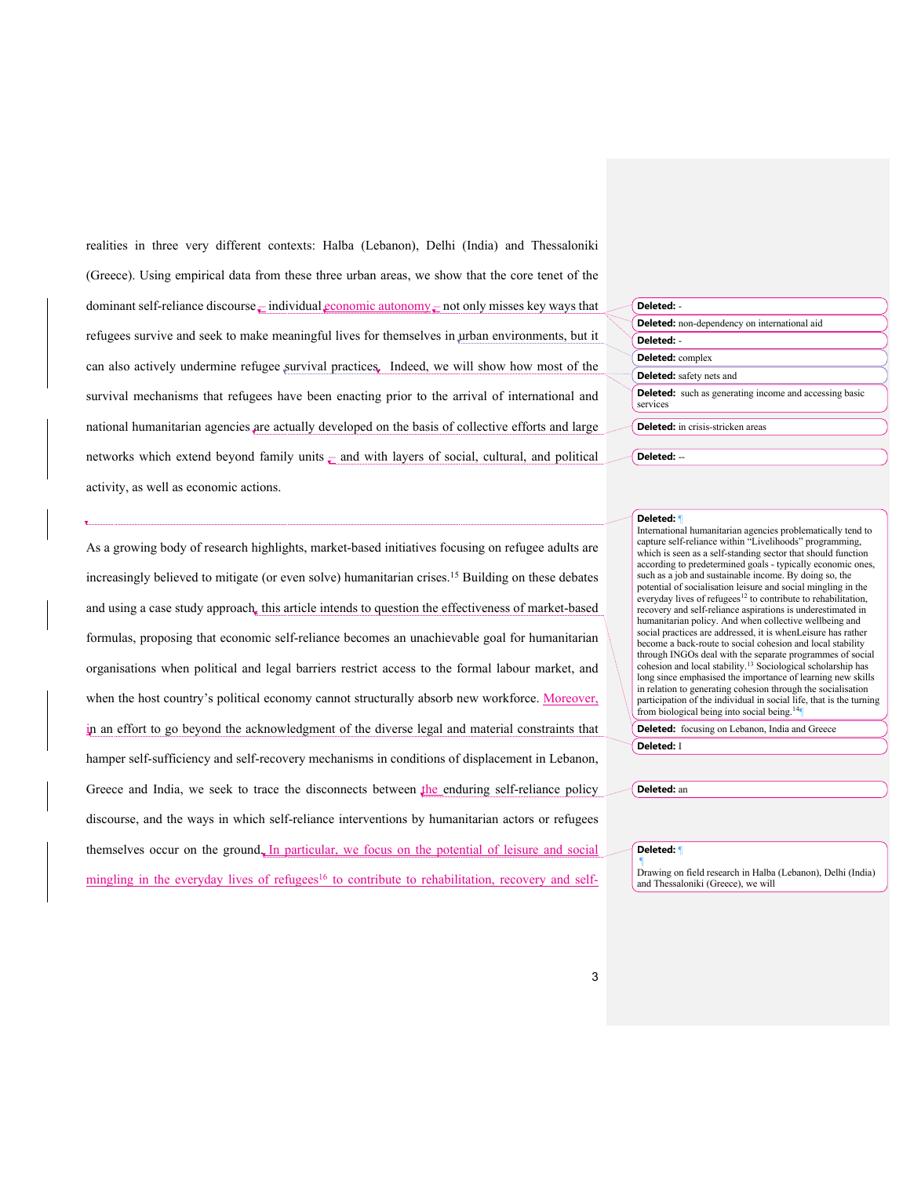realities in three very different contexts: Halba (Lebanon), Delhi (India) and Thessaloniki (Greece). Using empirical data from these three urban areas, we show that the core tenet of the dominant self-reliance discourse – individual economic autonomy – not only misses key ways that refugees survive and seek to make meaningful lives for themselves in urban environments, but it can also actively undermine refugee survival practices. Indeed, we will show how most of the survival mechanisms that refugees have been enacting prior to the arrival of international and national humanitarian agencies are actually developed on the basis of collective efforts and large networks which extend beyond family units – and with layers of social, cultural, and political activity, as well as economic actions.

As a growing body of research highlights, market-based initiatives focusing on refugee adults are increasingly believed to mitigate (or even solve) humanitarian crises.[15] Building on these debates and using a case study approach, this article intends to question the effectiveness of market-based formulas, proposing that economic self-reliance becomes an unachievable goal for humanitarian organisations when political and legal barriers restrict access to the formal labour market, and when the host country's political economy cannot structurally absorb new workforce. Moreover, in an effort to go beyond the acknowledgment of the diverse legal and material constraints that hamper self-sufficiency and self-recovery mechanisms in conditions of displacement in Lebanon, Greece and India, we seek to trace the disconnects between the enduring self-reliance policy discourse, and the ways in which self-reliance interventions by humanitarian actors or refugees themselves occur on the ground. In particular, we focus on the potential of leisure and social mingling in the everyday lives of refugees[16] to contribute to rehabilitation, recovery and self-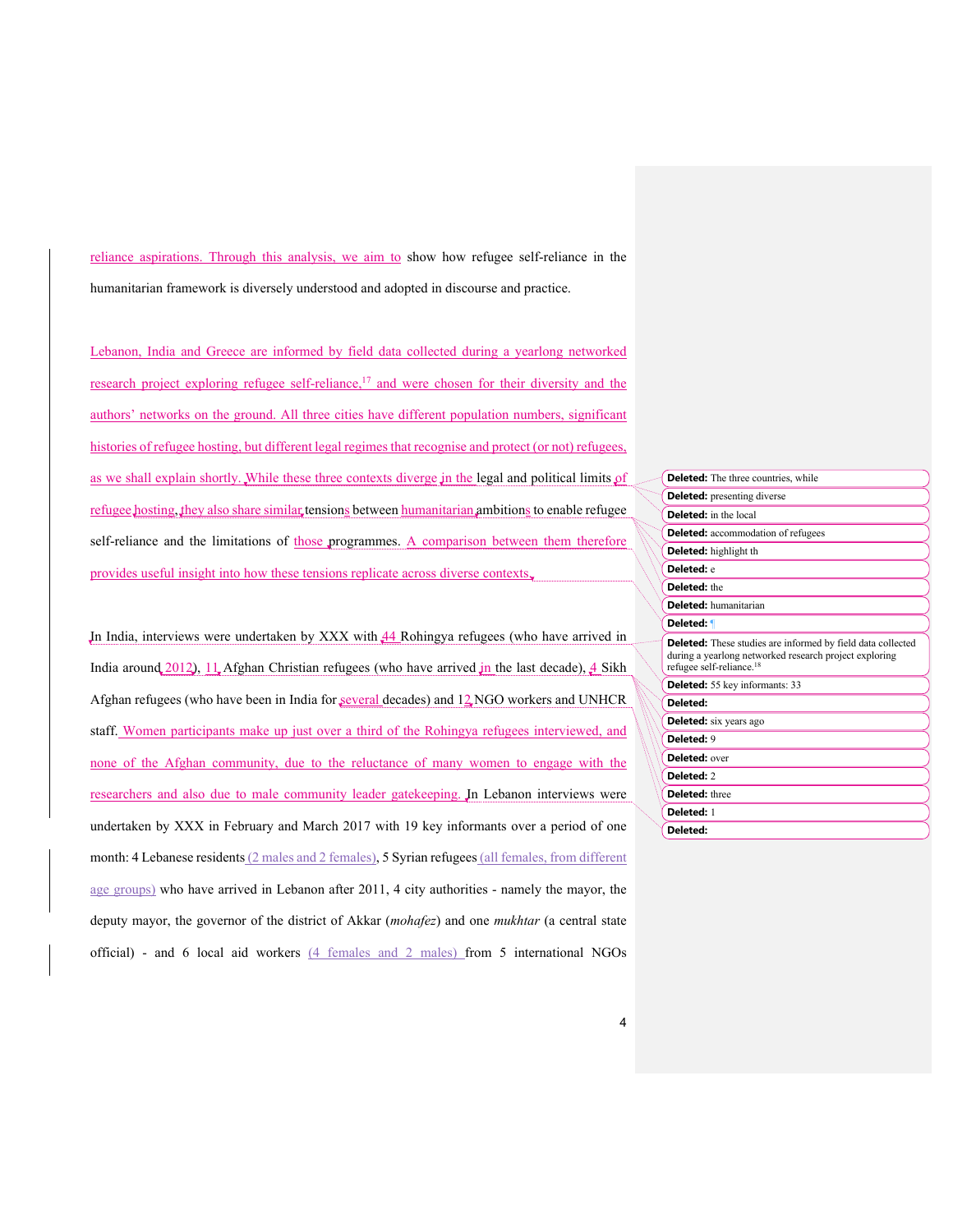reliance aspirations. Through this analysis, we aim to show how refugee self-reliance in the humanitarian framework is diversely understood and adopted in discourse and practice.

Lebanon, India and Greece are informed by field data collected during a yearlong networked research project exploring refugee self-reliance,[17] and were chosen for their diversity and the authors' networks on the ground. All three cities have different population numbers, significant histories of refugee hosting, but different legal regimes that recognise and protect (or not) refugees, as we shall explain shortly. While these three contexts diverge in the legal and political limits of refugee hosting, they also share similar tensions between humanitarian ambitions to enable refugee self-reliance and the limitations of those programmes. A comparison between them therefore provides useful insight into how these tensions replicate across diverse contexts.

In India, interviews were undertaken by XXX with 44 Rohingya refugees (who have arrived in India around 2012), 11 Afghan Christian refugees (who have arrived in the last decade), 4 Sikh Afghan refugees (who have been in India for several decades) and 12 NGO workers and UNHCR staff. Women participants make up just over a third of the Rohingya refugees interviewed, and none of the Afghan community, due to the reluctance of many women to engage with the researchers and also due to male community leader gatekeeping. In Lebanon interviews were undertaken by XXX in February and March 2017 with 19 key informants over a period of one month: 4 Lebanese residents (2 males and 2 females), 5 Syrian refugees (all females, from different age groups) who have arrived in Lebanon after 2011, 4 city authorities - namely the mayor, the deputy mayor, the governor of the district of Akkar (*mohafez*) and one *mukhtar* (a central state official) - and 6 local aid workers (4 females and 2 males) from 5 international NGOs

Deleted: The three countries, while
Deleted: presenting diverse
Deleted: in the local
Deleted: accommodation of refugees
Deleted: highlight th
Deleted: e
Deleted: the
Deleted: humanitarian
Deleted: ¶
Deleted: These studies are informed by field data collected during a yearlong networked research project exploring refugee self-reliance.[18]
Deleted: 55 key informants: 33
Deleted:
Deleted: six years ago
Deleted: 9
Deleted: over
Deleted: 2
Deleted: three
Deleted: 1
Deleted: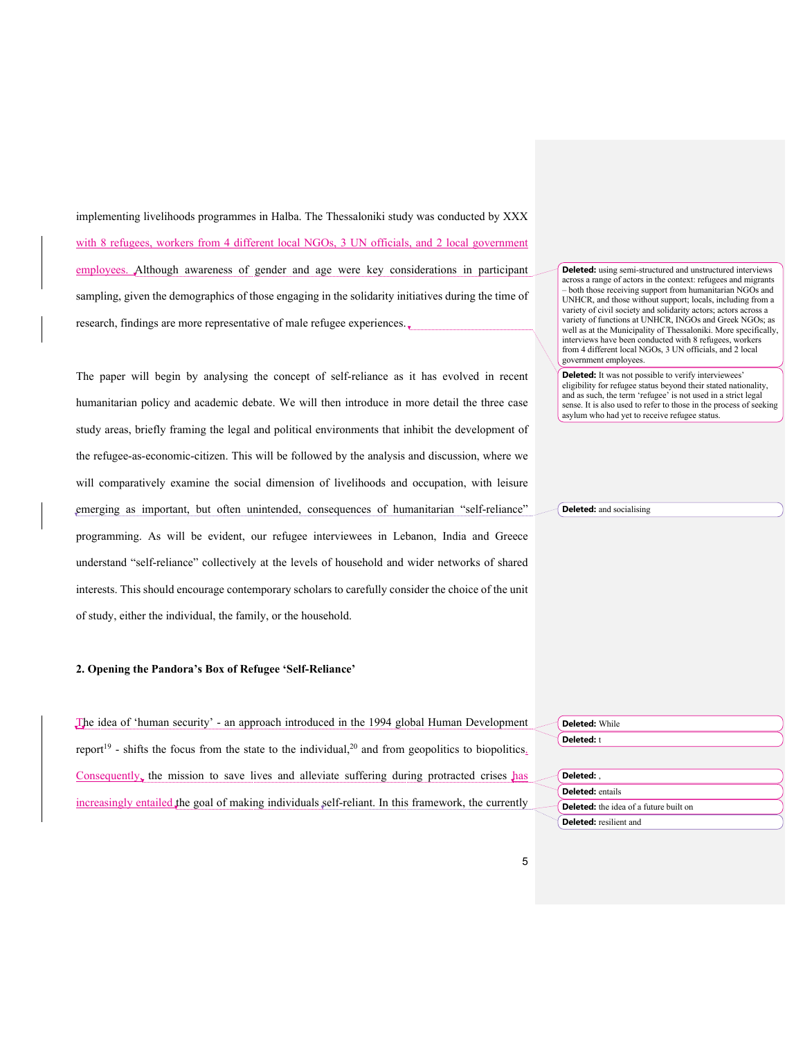implementing livelihoods programmes in Halba. The Thessaloniki study was conducted by XXX with 8 refugees, workers from 4 different local NGOs, 3 UN officials, and 2 local government employees. Although awareness of gender and age were key considerations in participant sampling, given the demographics of those engaging in the solidarity initiatives during the time of research, findings are more representative of male refugee experiences.

The paper will begin by analysing the concept of self-reliance as it has evolved in recent humanitarian policy and academic debate. We will then introduce in more detail the three case study areas, briefly framing the legal and political environments that inhibit the development of the refugee-as-economic-citizen. This will be followed by the analysis and discussion, where we will comparatively examine the social dimension of livelihoods and occupation, with leisure emerging as important, but often unintended, consequences of humanitarian "self-reliance" programming. As will be evident, our refugee interviewees in Lebanon, India and Greece understand "self-reliance" collectively at the levels of household and wider networks of shared interests. This should encourage contemporary scholars to carefully consider the choice of the unit of study, either the individual, the family, or the household.

## 2. Opening the Pandora's Box of Refugee 'Self-Reliance'

The idea of 'human security' - an approach introduced in the 1994 global Human Development report[19] - shifts the focus from the state to the individual,[20] and from geopolitics to biopolitics. Consequently, the mission to save lives and alleviate suffering during protracted crises has increasingly entailed the goal of making individuals self-reliant. In this framework, the currently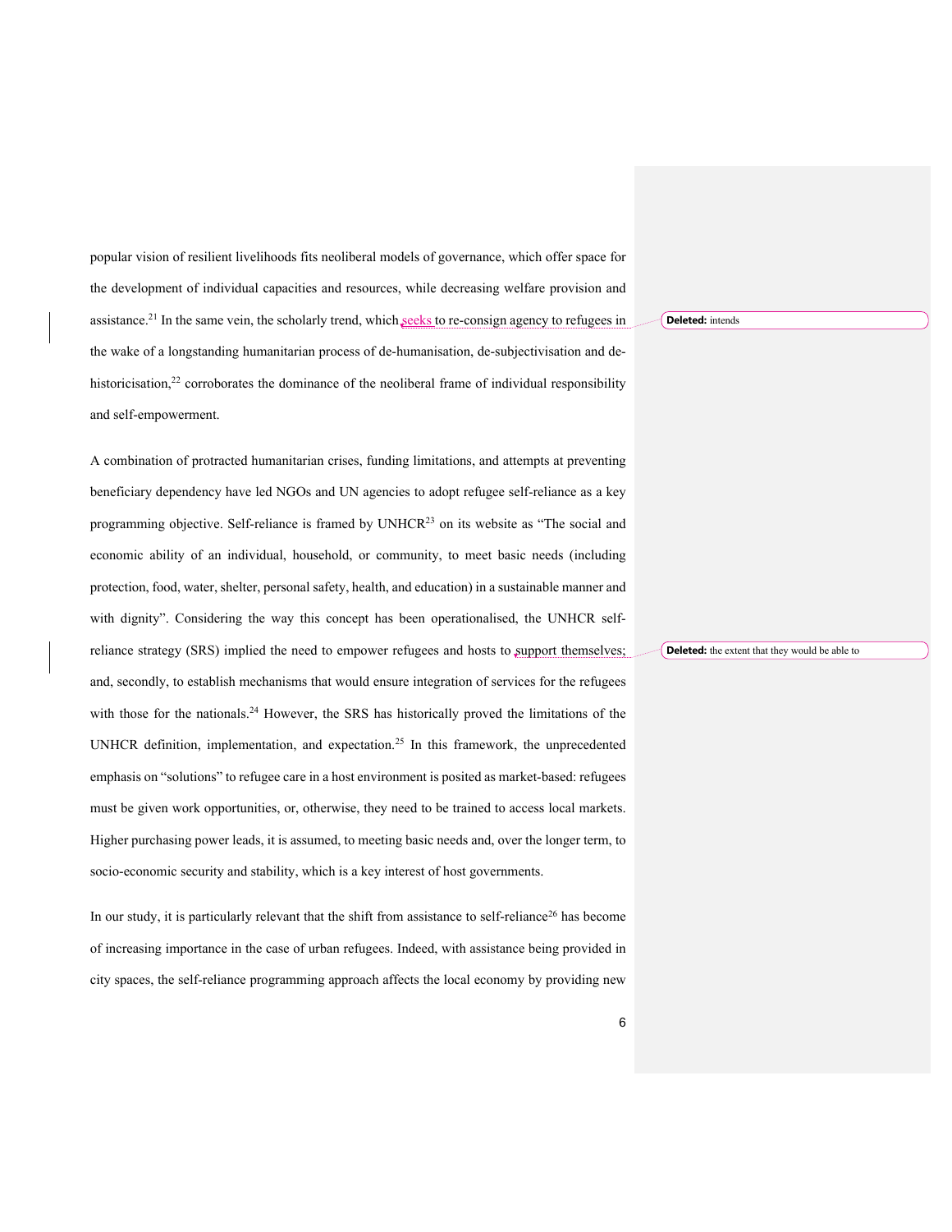popular vision of resilient livelihoods fits neoliberal models of governance, which offer space for the development of individual capacities and resources, while decreasing welfare provision and assistance.[21] In the same vein, the scholarly trend, which seeks to re-consign agency to refugees in the wake of a longstanding humanitarian process of de-humanisation, de-subjectivisation and de-historicisation,[22] corroborates the dominance of the neoliberal frame of individual responsibility and self-empowerment.

A combination of protracted humanitarian crises, funding limitations, and attempts at preventing beneficiary dependency have led NGOs and UN agencies to adopt refugee self-reliance as a key programming objective. Self-reliance is framed by UNHCR[23] on its website as "The social and economic ability of an individual, household, or community, to meet basic needs (including protection, food, water, shelter, personal safety, health, and education) in a sustainable manner and with dignity". Considering the way this concept has been operationalised, the UNHCR self-reliance strategy (SRS) implied the need to empower refugees and hosts to support themselves; and, secondly, to establish mechanisms that would ensure integration of services for the refugees with those for the nationals.[24] However, the SRS has historically proved the limitations of the UNHCR definition, implementation, and expectation.[25] In this framework, the unprecedented emphasis on "solutions" to refugee care in a host environment is posited as market-based: refugees must be given work opportunities, or, otherwise, they need to be trained to access local markets. Higher purchasing power leads, it is assumed, to meeting basic needs and, over the longer term, to socio-economic security and stability, which is a key interest of host governments.

In our study, it is particularly relevant that the shift from assistance to self-reliance[26] has become of increasing importance in the case of urban refugees. Indeed, with assistance being provided in city spaces, the self-reliance programming approach affects the local economy by providing new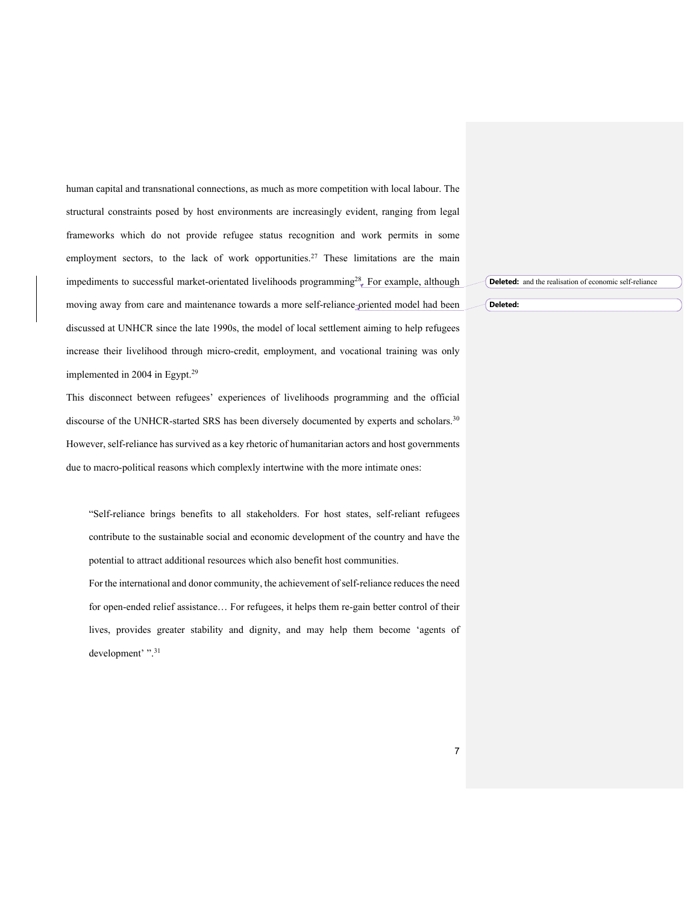human capital and transnational connections, as much as more competition with local labour. The structural constraints posed by host environments are increasingly evident, ranging from legal frameworks which do not provide refugee status recognition and work permits in some employment sectors, to the lack of work opportunities.[27] These limitations are the main impediments to successful market-orientated livelihoods programming[28]. For example, although moving away from care and maintenance towards a more self-reliance-oriented model had been discussed at UNHCR since the late 1990s, the model of local settlement aiming to help refugees increase their livelihood through micro-credit, employment, and vocational training was only implemented in 2004 in Egypt.[29]

This disconnect between refugees' experiences of livelihoods programming and the official discourse of the UNHCR-started SRS has been diversely documented by experts and scholars.[30] However, self-reliance has survived as a key rhetoric of humanitarian actors and host governments due to macro-political reasons which complexly intertwine with the more intimate ones:

> "Self-reliance brings benefits to all stakeholders. For host states, self-reliant refugees contribute to the sustainable social and economic development of the country and have the potential to attract additional resources which also benefit host communities.
>
> For the international and donor community, the achievement of self-reliance reduces the need for open-ended relief assistance… For refugees, it helps them re-gain better control of their lives, provides greater stability and dignity, and may help them become 'agents of development' ".[31]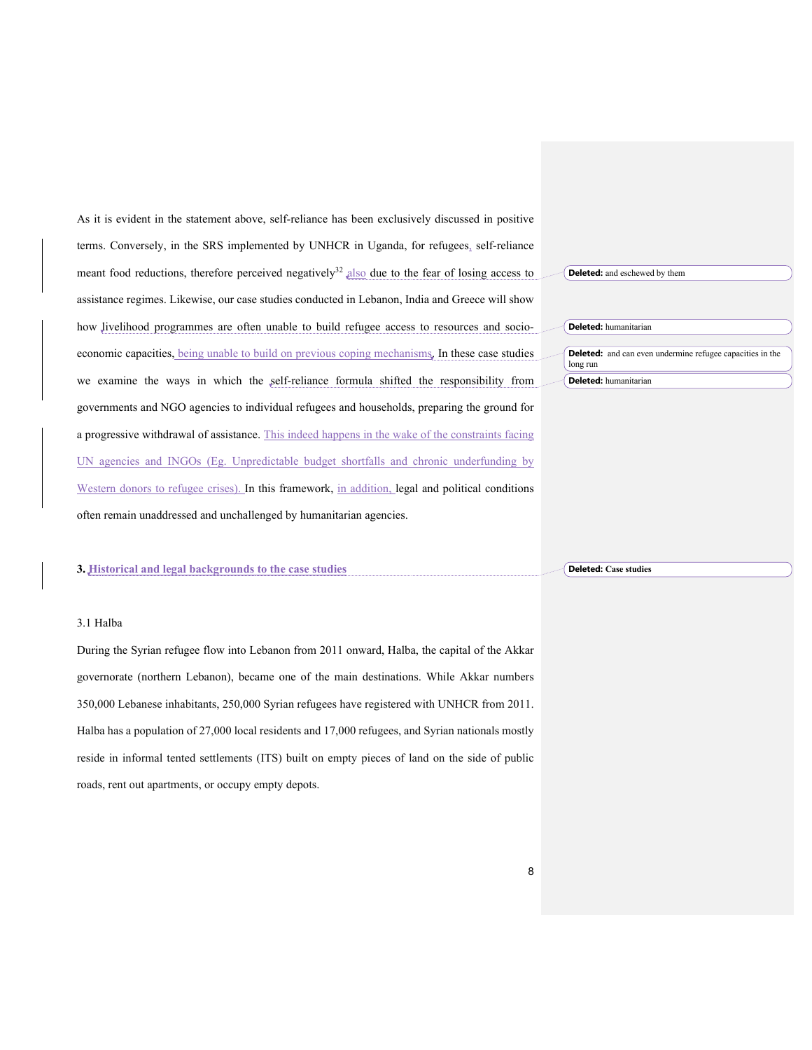As it is evident in the statement above, self-reliance has been exclusively discussed in positive terms. Conversely, in the SRS implemented by UNHCR in Uganda, for refugees, self-reliance meant food reductions, therefore perceived negatively[32] also due to the fear of losing access to assistance regimes. Likewise, our case studies conducted in Lebanon, India and Greece will show how livelihood programmes are often unable to build refugee access to resources and socio-economic capacities, being unable to build on previous coping mechanisms. In these case studies we examine the ways in which the self-reliance formula shifted the responsibility from governments and NGO agencies to individual refugees and households, preparing the ground for a progressive withdrawal of assistance. This indeed happens in the wake of the constraints facing UN agencies and INGOs (Eg. Unpredictable budget shortfalls and chronic underfunding by Western donors to refugee crises). In this framework, in addition, legal and political conditions often remain unaddressed and unchallenged by humanitarian agencies.

## 3. Historical and legal backgrounds to the case studies

### 3.1 Halba

During the Syrian refugee flow into Lebanon from 2011 onward, Halba, the capital of the Akkar governorate (northern Lebanon), became one of the main destinations. While Akkar numbers 350,000 Lebanese inhabitants, 250,000 Syrian refugees have registered with UNHCR from 2011. Halba has a population of 27,000 local residents and 17,000 refugees, and Syrian nationals mostly reside in informal tented settlements (ITS) built on empty pieces of land on the side of public roads, rent out apartments, or occupy empty depots.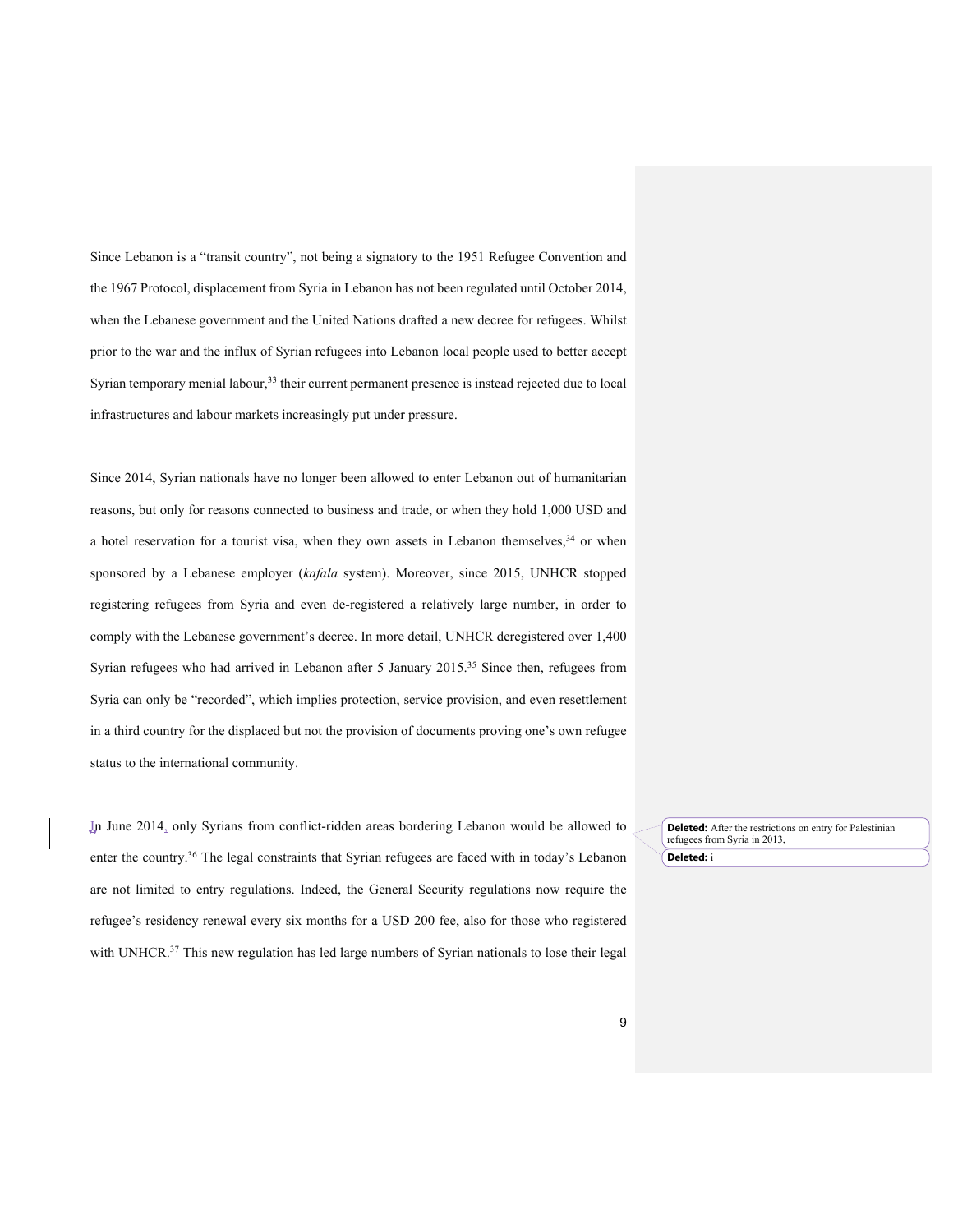Since Lebanon is a "transit country", not being a signatory to the 1951 Refugee Convention and the 1967 Protocol, displacement from Syria in Lebanon has not been regulated until October 2014, when the Lebanese government and the United Nations drafted a new decree for refugees. Whilst prior to the war and the influx of Syrian refugees into Lebanon local people used to better accept Syrian temporary menial labour,[33] their current permanent presence is instead rejected due to local infrastructures and labour markets increasingly put under pressure.

Since 2014, Syrian nationals have no longer been allowed to enter Lebanon out of humanitarian reasons, but only for reasons connected to business and trade, or when they hold 1,000 USD and a hotel reservation for a tourist visa, when they own assets in Lebanon themselves,[34] or when sponsored by a Lebanese employer (*kafala* system). Moreover, since 2015, UNHCR stopped registering refugees from Syria and even de-registered a relatively large number, in order to comply with the Lebanese government's decree. In more detail, UNHCR deregistered over 1,400 Syrian refugees who had arrived in Lebanon after 5 January 2015.[35] Since then, refugees from Syria can only be "recorded", which implies protection, service provision, and even resettlement in a third country for the displaced but not the provision of documents proving one's own refugee status to the international community.

In June 2014, only Syrians from conflict-ridden areas bordering Lebanon would be allowed to enter the country.[36] The legal constraints that Syrian refugees are faced with in today's Lebanon are not limited to entry regulations. Indeed, the General Security regulations now require the refugee's residency renewal every six months for a USD 200 fee, also for those who registered with UNHCR.[37] This new regulation has led large numbers of Syrian nationals to lose their legal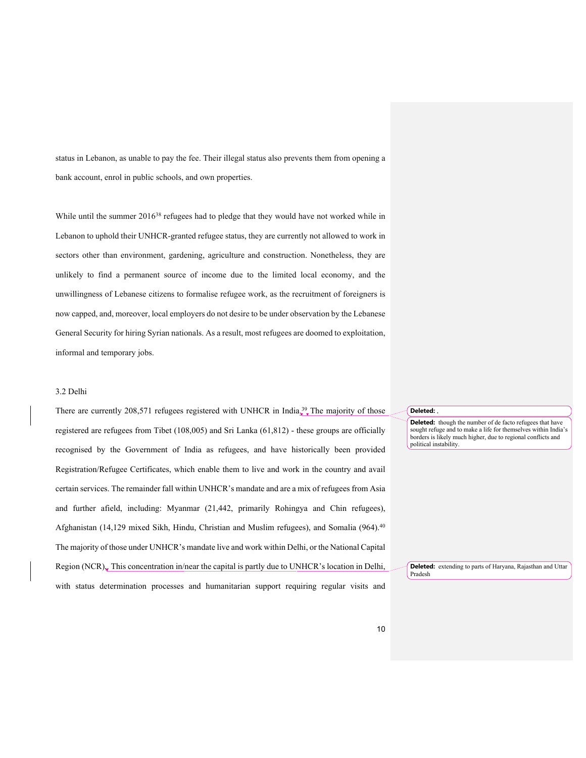status in Lebanon, as unable to pay the fee. Their illegal status also prevents them from opening a bank account, enrol in public schools, and own properties.

While until the summer 2016[38] refugees had to pledge that they would have not worked while in Lebanon to uphold their UNHCR-granted refugee status, they are currently not allowed to work in sectors other than environment, gardening, agriculture and construction. Nonetheless, they are unlikely to find a permanent source of income due to the limited local economy, and the unwillingness of Lebanese citizens to formalise refugee work, as the recruitment of foreigners is now capped, and, moreover, local employers do not desire to be under observation by the Lebanese General Security for hiring Syrian nationals. As a result, most refugees are doomed to exploitation, informal and temporary jobs.

### 3.2 Delhi

There are currently 208,571 refugees registered with UNHCR in India.[39] The majority of those registered are refugees from Tibet (108,005) and Sri Lanka (61,812) - these groups are officially recognised by the Government of India as refugees, and have historically been provided Registration/Refugee Certificates, which enable them to live and work in the country and avail certain services. The remainder fall within UNHCR's mandate and are a mix of refugees from Asia and further afield, including: Myanmar (21,442, primarily Rohingya and Chin refugees), Afghanistan (14,129 mixed Sikh, Hindu, Christian and Muslim refugees), and Somalia (964).[40] The majority of those under UNHCR's mandate live and work within Delhi, or the National Capital Region (NCR). This concentration in/near the capital is partly due to UNHCR's location in Delhi, with status determination processes and humanitarian support requiring regular visits and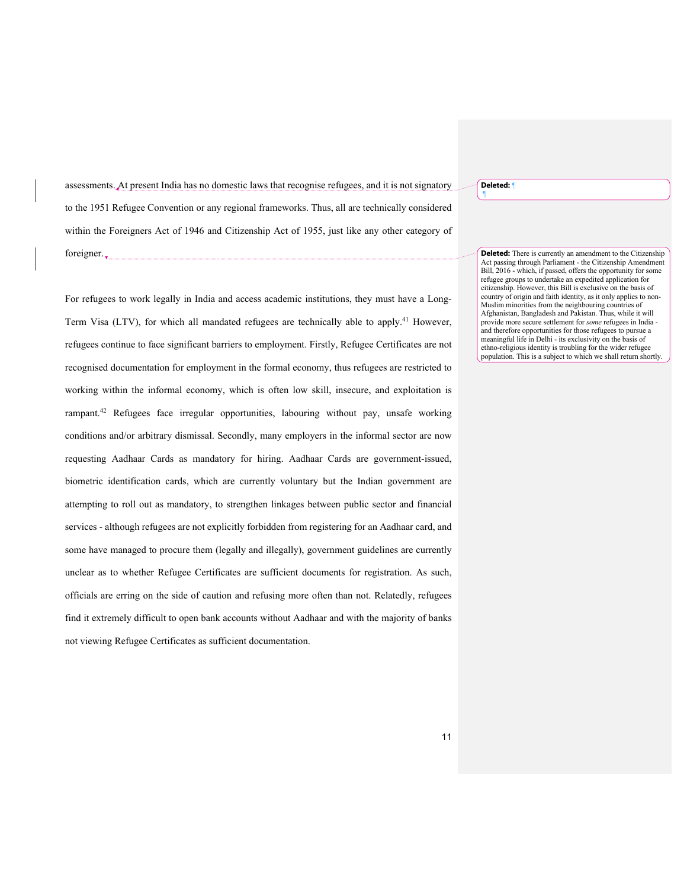assessments. At present India has no domestic laws that recognise refugees, and it is not signatory to the 1951 Refugee Convention or any regional frameworks. Thus, all are technically considered within the Foreigners Act of 1946 and Citizenship Act of 1955, just like any other category of foreigner.

For refugees to work legally in India and access academic institutions, they must have a Long-Term Visa (LTV), for which all mandated refugees are technically able to apply.[41] However, refugees continue to face significant barriers to employment. Firstly, Refugee Certificates are not recognised documentation for employment in the formal economy, thus refugees are restricted to working within the informal economy, which is often low skill, insecure, and exploitation is rampant.[42] Refugees face irregular opportunities, labouring without pay, unsafe working conditions and/or arbitrary dismissal. Secondly, many employers in the informal sector are now requesting Aadhaar Cards as mandatory for hiring. Aadhaar Cards are government-issued, biometric identification cards, which are currently voluntary but the Indian government are attempting to roll out as mandatory, to strengthen linkages between public sector and financial services - although refugees are not explicitly forbidden from registering for an Aadhaar card, and some have managed to procure them (legally and illegally), government guidelines are currently unclear as to whether Refugee Certificates are sufficient documents for registration. As such, officials are erring on the side of caution and refusing more often than not. Relatedly, refugees find it extremely difficult to open bank accounts without Aadhaar and with the majority of banks not viewing Refugee Certificates as sufficient documentation.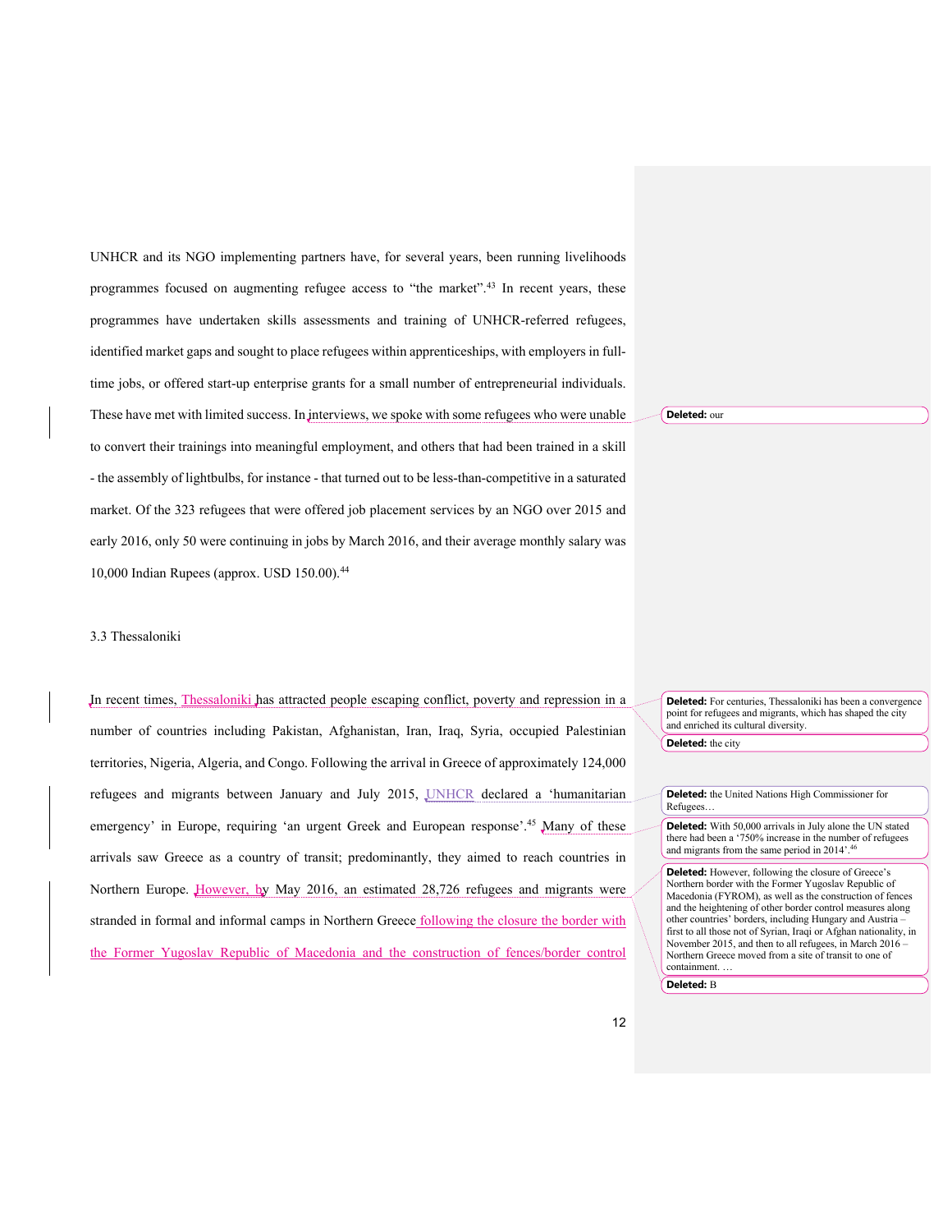UNHCR and its NGO implementing partners have, for several years, been running livelihoods programmes focused on augmenting refugee access to "the market".[43] In recent years, these programmes have undertaken skills assessments and training of UNHCR-referred refugees, identified market gaps and sought to place refugees within apprenticeships, with employers in full-time jobs, or offered start-up enterprise grants for a small number of entrepreneurial individuals. These have met with limited success. In interviews, we spoke with some refugees who were unable to convert their trainings into meaningful employment, and others that had been trained in a skill - the assembly of lightbulbs, for instance - that turned out to be less-than-competitive in a saturated market. Of the 323 refugees that were offered job placement services by an NGO over 2015 and early 2016, only 50 were continuing in jobs by March 2016, and their average monthly salary was 10,000 Indian Rupees (approx. USD 150.00).[44]

### 3.3 Thessaloniki

In recent times, Thessaloniki has attracted people escaping conflict, poverty and repression in a number of countries including Pakistan, Afghanistan, Iran, Iraq, Syria, occupied Palestinian territories, Nigeria, Algeria, and Congo. Following the arrival in Greece of approximately 124,000 refugees and migrants between January and July 2015, UNHCR declared a 'humanitarian emergency' in Europe, requiring 'an urgent Greek and European response'.[45] Many of these arrivals saw Greece as a country of transit; predominantly, they aimed to reach countries in Northern Europe. However, by May 2016, an estimated 28,726 refugees and migrants were stranded in formal and informal camps in Northern Greece following the closure the border with the Former Yugoslav Republic of Macedonia and the construction of fences/border control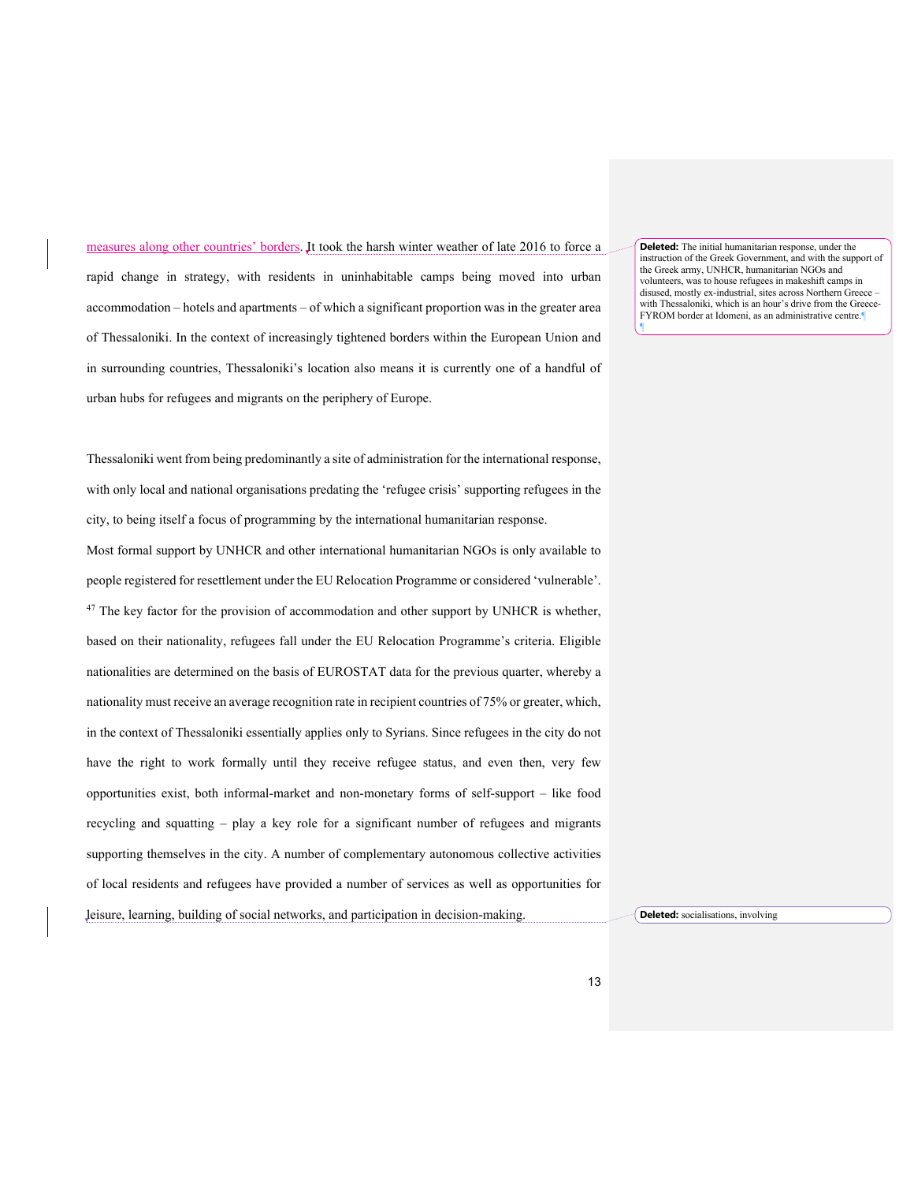measures along other countries' borders. It took the harsh winter weather of late 2016 to force a rapid change in strategy, with residents in uninhabitable camps being moved into urban accommodation – hotels and apartments – of which a significant proportion was in the greater area of Thessaloniki. In the context of increasingly tightened borders within the European Union and in surrounding countries, Thessaloniki's location also means it is currently one of a handful of urban hubs for refugees and migrants on the periphery of Europe.

Thessaloniki went from being predominantly a site of administration for the international response, with only local and national organisations predating the 'refugee crisis' supporting refugees in the city, to being itself a focus of programming by the international humanitarian response.

Most formal support by UNHCR and other international humanitarian NGOs is only available to people registered for resettlement under the EU Relocation Programme or considered 'vulnerable'.[47] The key factor for the provision of accommodation and other support by UNHCR is whether, based on their nationality, refugees fall under the EU Relocation Programme's criteria. Eligible nationalities are determined on the basis of EUROSTAT data for the previous quarter, whereby a nationality must receive an average recognition rate in recipient countries of 75% or greater, which, in the context of Thessaloniki essentially applies only to Syrians. Since refugees in the city do not have the right to work formally until they receive refugee status, and even then, very few opportunities exist, both informal-market and non-monetary forms of self-support – like food recycling and squatting – play a key role for a significant number of refugees and migrants supporting themselves in the city. A number of complementary autonomous collective activities of local residents and refugees have provided a number of services as well as opportunities for leisure, learning, building of social networks, and participation in decision-making.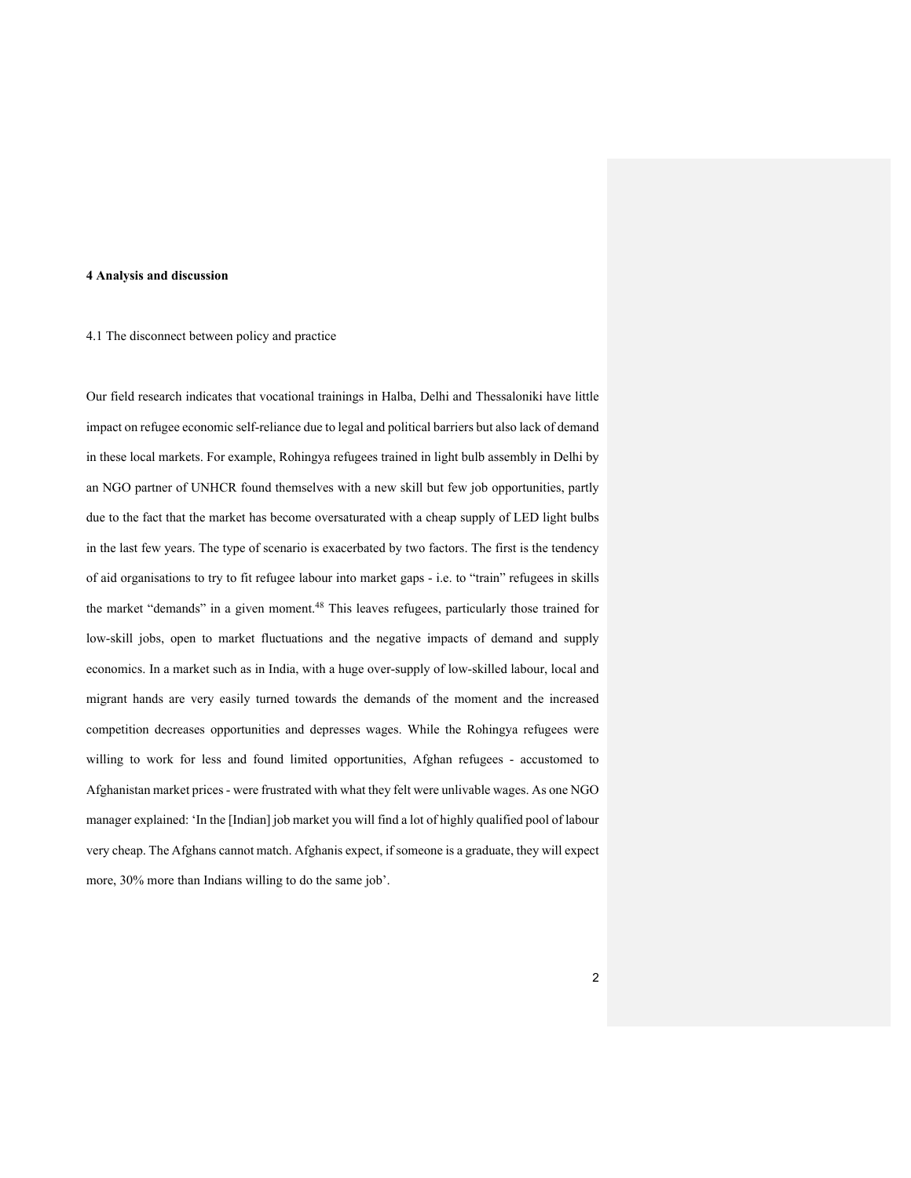## 4 Analysis and discussion

### 4.1 The disconnect between policy and practice

Our field research indicates that vocational trainings in Halba, Delhi and Thessaloniki have little impact on refugee economic self-reliance due to legal and political barriers but also lack of demand in these local markets. For example, Rohingya refugees trained in light bulb assembly in Delhi by an NGO partner of UNHCR found themselves with a new skill but few job opportunities, partly due to the fact that the market has become oversaturated with a cheap supply of LED light bulbs in the last few years. The type of scenario is exacerbated by two factors. The first is the tendency of aid organisations to try to fit refugee labour into market gaps - i.e. to "train" refugees in skills the market "demands" in a given moment.[48] This leaves refugees, particularly those trained for low-skill jobs, open to market fluctuations and the negative impacts of demand and supply economics. In a market such as in India, with a huge over-supply of low-skilled labour, local and migrant hands are very easily turned towards the demands of the moment and the increased competition decreases opportunities and depresses wages. While the Rohingya refugees were willing to work for less and found limited opportunities, Afghan refugees - accustomed to Afghanistan market prices - were frustrated with what they felt were unlivable wages. As one NGO manager explained: 'In the [Indian] job market you will find a lot of highly qualified pool of labour very cheap. The Afghans cannot match. Afghanis expect, if someone is a graduate, they will expect more, 30% more than Indians willing to do the same job'.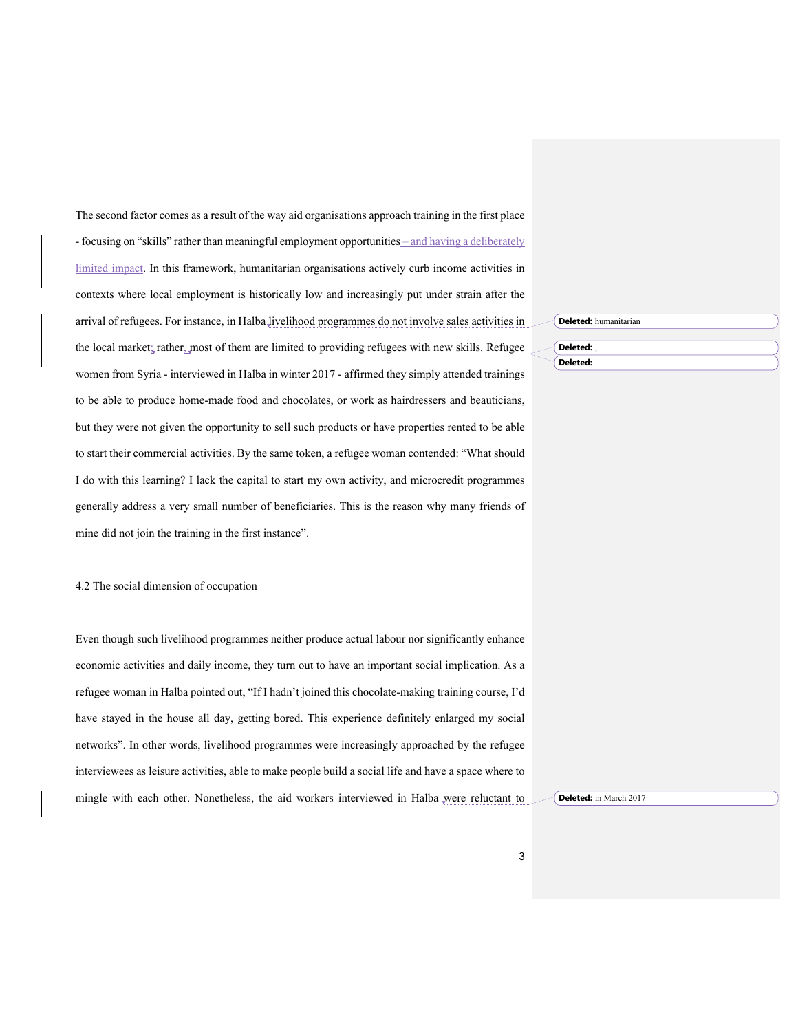The second factor comes as a result of the way aid organisations approach training in the first place - focusing on "skills" rather than meaningful employment opportunities – and having a deliberately limited impact. In this framework, humanitarian organisations actively curb income activities in contexts where local employment is historically low and increasingly put under strain after the arrival of refugees. For instance, in Halba livelihood programmes do not involve sales activities in the local market; rather, most of them are limited to providing refugees with new skills. Refugee women from Syria - interviewed in Halba in winter 2017 - affirmed they simply attended trainings to be able to produce home-made food and chocolates, or work as hairdressers and beauticians, but they were not given the opportunity to sell such products or have properties rented to be able to start their commercial activities. By the same token, a refugee woman contended: "What should I do with this learning? I lack the capital to start my own activity, and microcredit programmes generally address a very small number of beneficiaries. This is the reason why many friends of mine did not join the training in the first instance".

### 4.2 The social dimension of occupation

Even though such livelihood programmes neither produce actual labour nor significantly enhance economic activities and daily income, they turn out to have an important social implication. As a refugee woman in Halba pointed out, "If I hadn't joined this chocolate-making training course, I'd have stayed in the house all day, getting bored. This experience definitely enlarged my social networks". In other words, livelihood programmes were increasingly approached by the refugee interviewees as leisure activities, able to make people build a social life and have a space where to mingle with each other. Nonetheless, the aid workers interviewed in Halba were reluctant to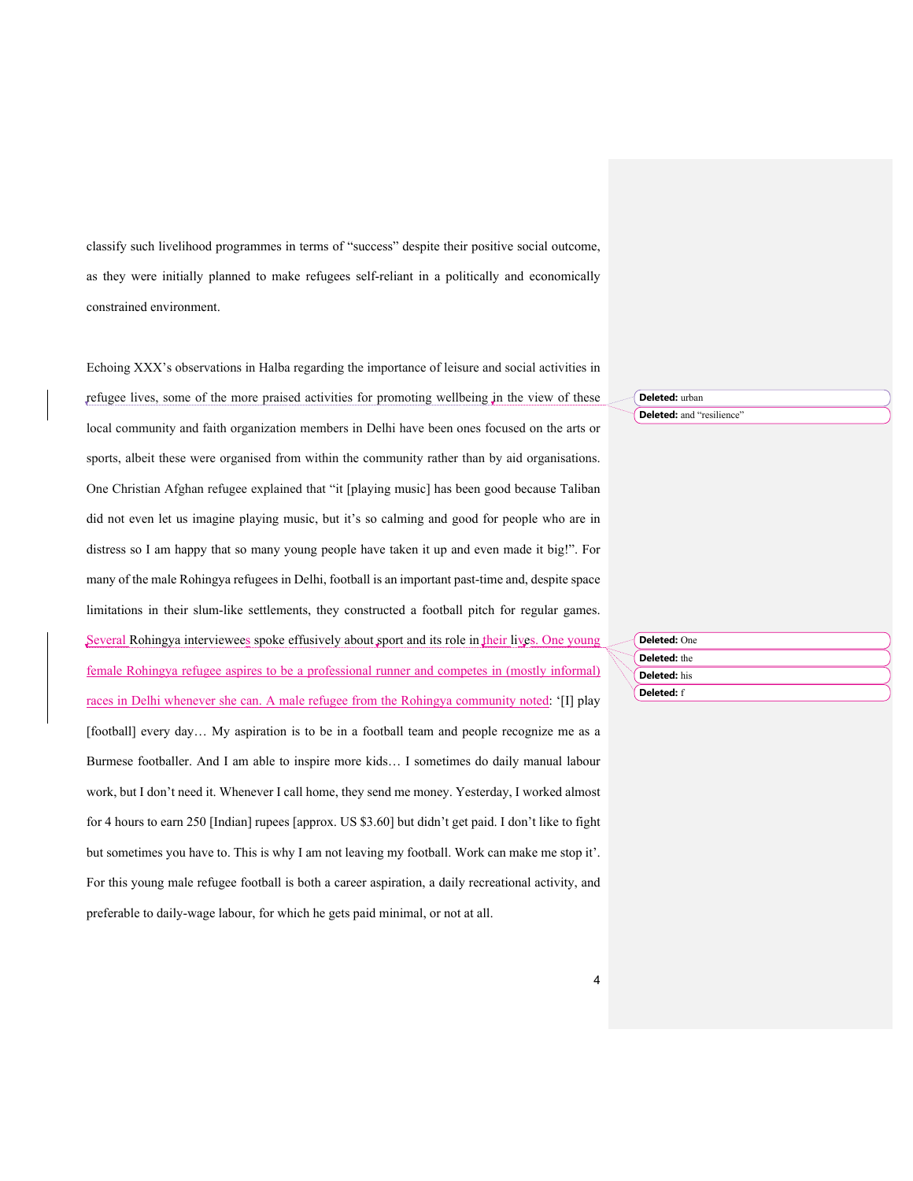classify such livelihood programmes in terms of "success" despite their positive social outcome, as they were initially planned to make refugees self-reliant in a politically and economically constrained environment.

Echoing XXX's observations in Halba regarding the importance of leisure and social activities in refugee lives, some of the more praised activities for promoting wellbeing in the view of these local community and faith organization members in Delhi have been ones focused on the arts or sports, albeit these were organised from within the community rather than by aid organisations. One Christian Afghan refugee explained that "it [playing music] has been good because Taliban did not even let us imagine playing music, but it's so calming and good for people who are in distress so I am happy that so many young people have taken it up and even made it big!". For many of the male Rohingya refugees in Delhi, football is an important past-time and, despite space limitations in their slum-like settlements, they constructed a football pitch for regular games. Several Rohingya interviewees spoke effusively about sport and its role in their lives. One young female Rohingya refugee aspires to be a professional runner and competes in (mostly informal) races in Delhi whenever she can. A male refugee from the Rohingya community noted: '[I] play [football] every day… My aspiration is to be in a football team and people recognize me as a Burmese footballer. And I am able to inspire more kids… I sometimes do daily manual labour work, but I don't need it. Whenever I call home, they send me money. Yesterday, I worked almost for 4 hours to earn 250 [Indian] rupees [approx. US $3.60] but didn't get paid. I don't like to fight but sometimes you have to. This is why I am not leaving my football. Work can make me stop it'. For this young male refugee football is both a career aspiration, a daily recreational activity, and preferable to daily-wage labour, for which he gets paid minimal, or not at all.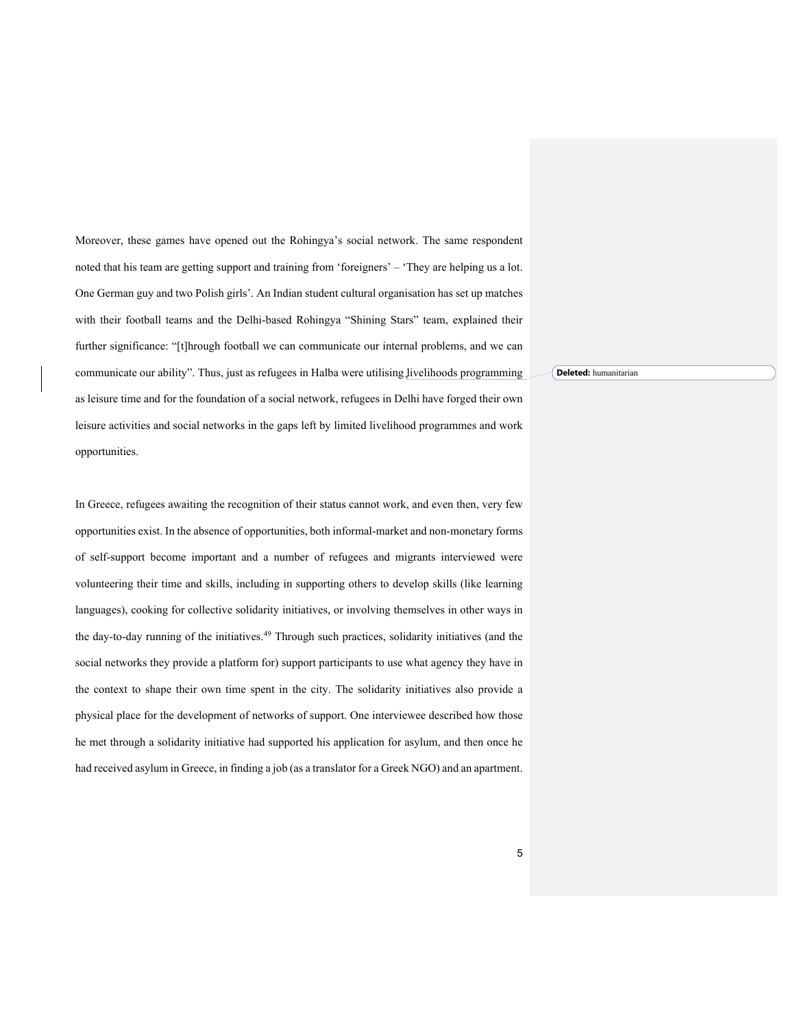Moreover, these games have opened out the Rohingya's social network. The same respondent noted that his team are getting support and training from 'foreigners' – 'They are helping us a lot. One German guy and two Polish girls'. An Indian student cultural organisation has set up matches with their football teams and the Delhi-based Rohingya "Shining Stars" team, explained their further significance: "[t]hrough football we can communicate our internal problems, and we can communicate our ability". Thus, just as refugees in Halba were utilising livelihoods programming as leisure time and for the foundation of a social network, refugees in Delhi have forged their own leisure activities and social networks in the gaps left by limited livelihood programmes and work opportunities.

In Greece, refugees awaiting the recognition of their status cannot work, and even then, very few opportunities exist. In the absence of opportunities, both informal-market and non-monetary forms of self-support become important and a number of refugees and migrants interviewed were volunteering their time and skills, including in supporting others to develop skills (like learning languages), cooking for collective solidarity initiatives, or involving themselves in other ways in the day-to-day running of the initiatives.[49] Through such practices, solidarity initiatives (and the social networks they provide a platform for) support participants to use what agency they have in the context to shape their own time spent in the city. The solidarity initiatives also provide a physical place for the development of networks of support. One interviewee described how those he met through a solidarity initiative had supported his application for asylum, and then once he had received asylum in Greece, in finding a job (as a translator for a Greek NGO) and an apartment.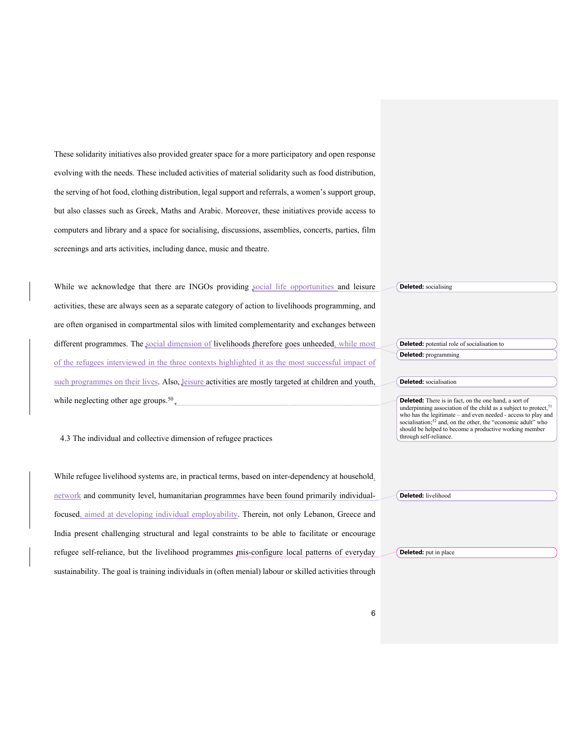These solidarity initiatives also provided greater space for a more participatory and open response evolving with the needs. These included activities of material solidarity such as food distribution, the serving of hot food, clothing distribution, legal support and referrals, a women's support group, but also classes such as Greek, Maths and Arabic. Moreover, these initiatives provide access to computers and library and a space for socialising, discussions, assemblies, concerts, parties, film screenings and arts activities, including dance, music and theatre.

While we acknowledge that there are INGOs providing social life opportunities and leisure activities, these are always seen as a separate category of action to livelihoods programming, and are often organised in compartmental silos with limited complementarity and exchanges between different programmes. The social dimension of livelihoods therefore goes unheeded, while most of the refugees interviewed in the three contexts highlighted it as the most successful impact of such programmes on their lives. Also, leisure activities are mostly targeted at children and youth, while neglecting other age groups.[50]

Deleted: socialising

Deleted: potential role of socialisation to

Deleted: programming

Deleted: socialisation

Deleted: There is in fact, on the one hand, a sort of underpinning association of the child as a subject to protect,[51] who has the legitimate – and even needed - access to play and socialisation;[52] and, on the other, the "economic adult" who should be helped to become a productive working member through self-reliance.

### 4.3 The individual and collective dimension of refugee practices

While refugee livelihood systems are, in practical terms, based on inter-dependency at household, network and community level, humanitarian programmes have been found primarily individual-focused, aimed at developing individual employability. Therein, not only Lebanon, Greece and India present challenging structural and legal constraints to be able to facilitate or encourage refugee self-reliance, but the livelihood programmes mis-configure local patterns of everyday sustainability. The goal is training individuals in (often menial) labour or skilled activities through

Deleted: livelihood

Deleted: put in place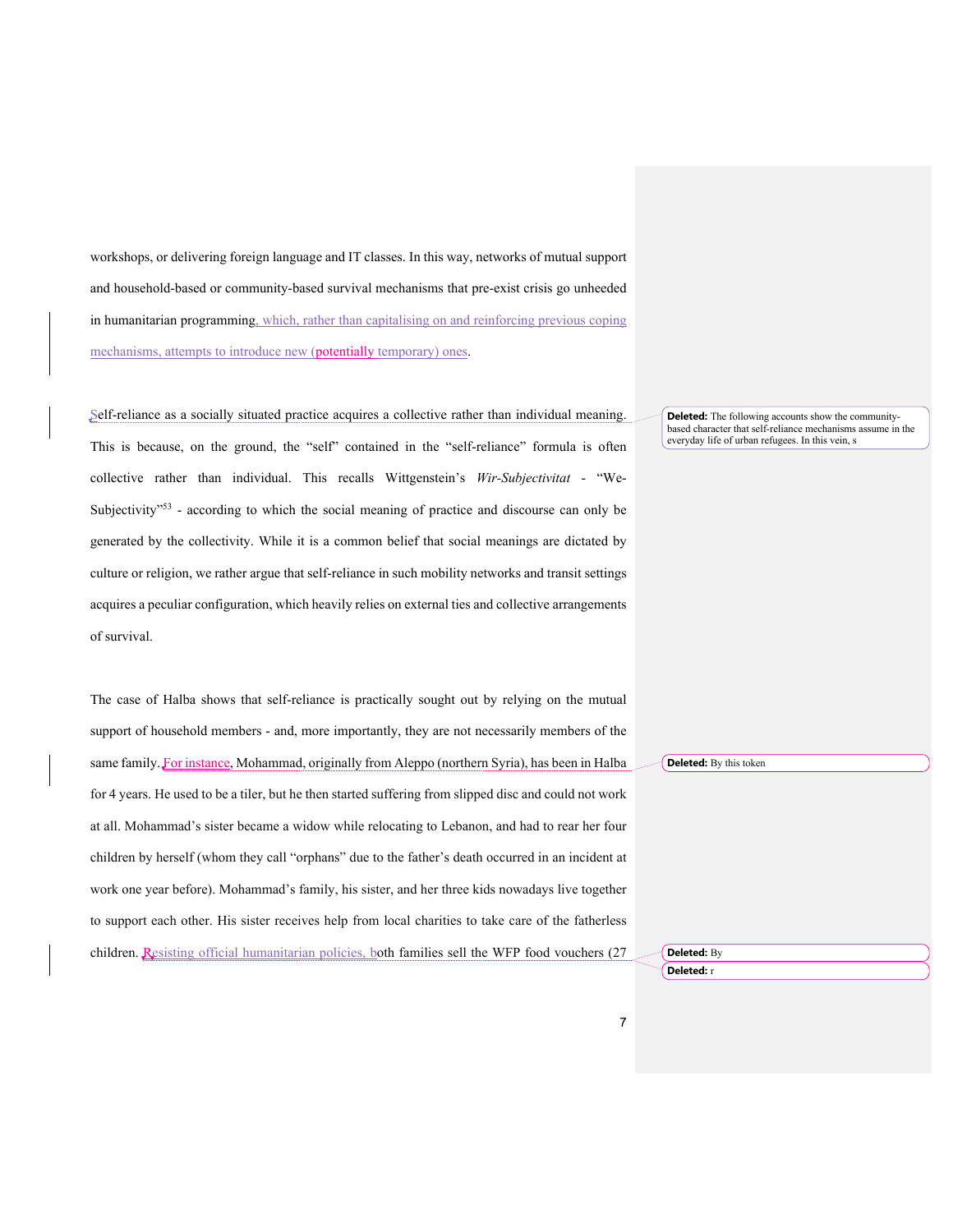workshops, or delivering foreign language and IT classes. In this way, networks of mutual support and household-based or community-based survival mechanisms that pre-exist crisis go unheeded in humanitarian programming, which, rather than capitalising on and reinforcing previous coping mechanisms, attempts to introduce new (potentially temporary) ones.

Self-reliance as a socially situated practice acquires a collective rather than individual meaning. This is because, on the ground, the "self" contained in the "self-reliance" formula is often collective rather than individual. This recalls Wittgenstein's *Wir-Subjectivitat* - "We-Subjectivity"[53] - according to which the social meaning of practice and discourse can only be generated by the collectivity. While it is a common belief that social meanings are dictated by culture or religion, we rather argue that self-reliance in such mobility networks and transit settings acquires a peculiar configuration, which heavily relies on external ties and collective arrangements of survival.

The case of Halba shows that self-reliance is practically sought out by relying on the mutual support of household members - and, more importantly, they are not necessarily members of the same family. For instance, Mohammad, originally from Aleppo (northern Syria), has been in Halba for 4 years. He used to be a tiler, but he then started suffering from slipped disc and could not work at all. Mohammad's sister became a widow while relocating to Lebanon, and had to rear her four children by herself (whom they call "orphans" due to the father's death occurred in an incident at work one year before). Mohammad's family, his sister, and her three kids nowadays live together to support each other. His sister receives help from local charities to take care of the fatherless children. Resisting official humanitarian policies, both families sell the WFP food vouchers (27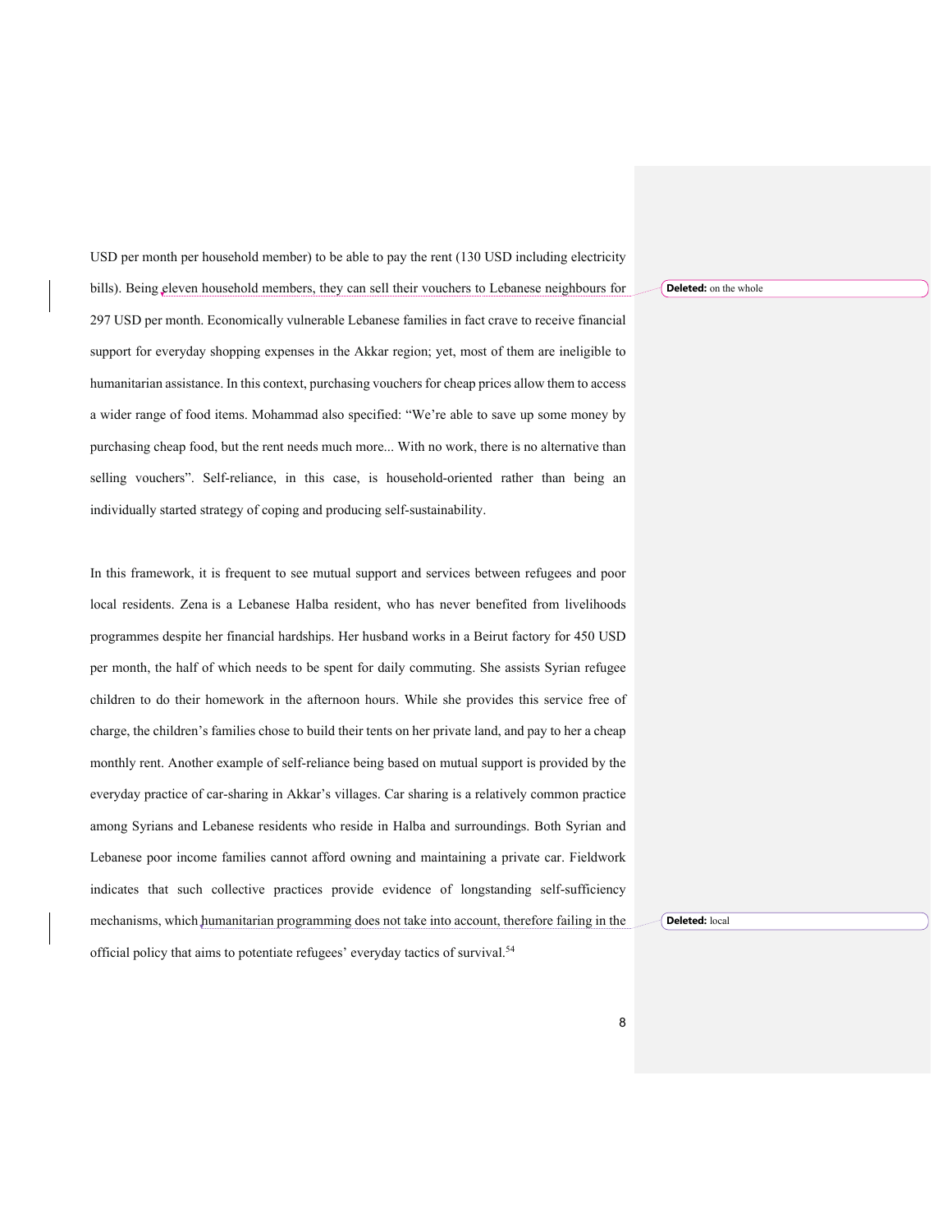USD per month per household member) to be able to pay the rent (130 USD including electricity bills). Being eleven household members, they can sell their vouchers to Lebanese neighbours for 297 USD per month. Economically vulnerable Lebanese families in fact crave to receive financial support for everyday shopping expenses in the Akkar region; yet, most of them are ineligible to humanitarian assistance. In this context, purchasing vouchers for cheap prices allow them to access a wider range of food items. Mohammad also specified: "We're able to save up some money by purchasing cheap food, but the rent needs much more... With no work, there is no alternative than selling vouchers". Self-reliance, in this case, is household-oriented rather than being an individually started strategy of coping and producing self-sustainability.

In this framework, it is frequent to see mutual support and services between refugees and poor local residents. Zena is a Lebanese Halba resident, who has never benefited from livelihoods programmes despite her financial hardships. Her husband works in a Beirut factory for 450 USD per month, the half of which needs to be spent for daily commuting. She assists Syrian refugee children to do their homework in the afternoon hours. While she provides this service free of charge, the children's families chose to build their tents on her private land, and pay to her a cheap monthly rent. Another example of self-reliance being based on mutual support is provided by the everyday practice of car-sharing in Akkar's villages. Car sharing is a relatively common practice among Syrians and Lebanese residents who reside in Halba and surroundings. Both Syrian and Lebanese poor income families cannot afford owning and maintaining a private car. Fieldwork indicates that such collective practices provide evidence of longstanding self-sufficiency mechanisms, which humanitarian programming does not take into account, therefore failing in the official policy that aims to potentiate refugees' everyday tactics of survival.[54]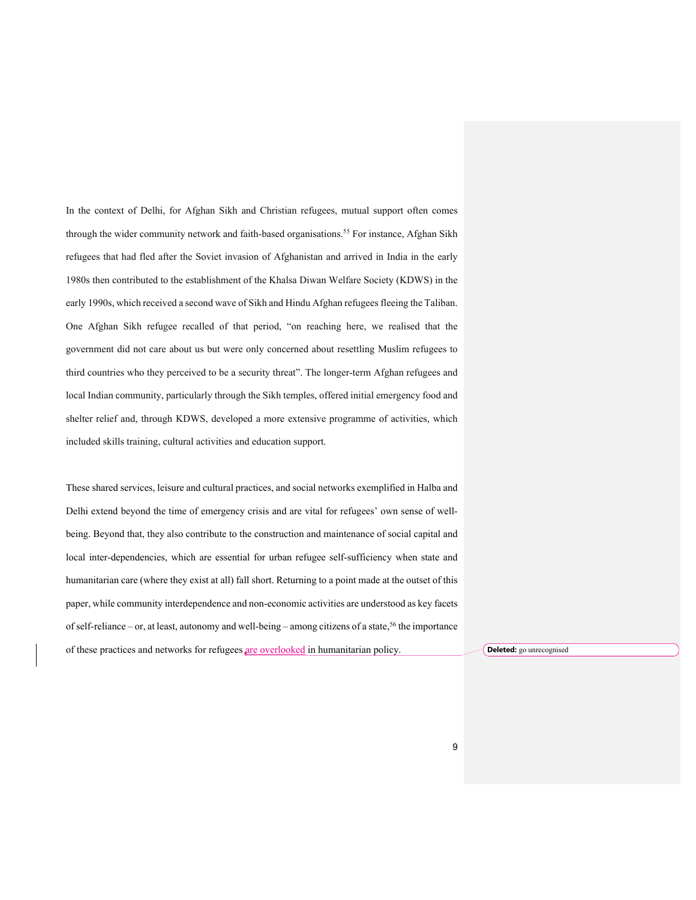In the context of Delhi, for Afghan Sikh and Christian refugees, mutual support often comes through the wider community network and faith-based organisations.[55] For instance, Afghan Sikh refugees that had fled after the Soviet invasion of Afghanistan and arrived in India in the early 1980s then contributed to the establishment of the Khalsa Diwan Welfare Society (KDWS) in the early 1990s, which received a second wave of Sikh and Hindu Afghan refugees fleeing the Taliban. One Afghan Sikh refugee recalled of that period, "on reaching here, we realised that the government did not care about us but were only concerned about resettling Muslim refugees to third countries who they perceived to be a security threat". The longer-term Afghan refugees and local Indian community, particularly through the Sikh temples, offered initial emergency food and shelter relief and, through KDWS, developed a more extensive programme of activities, which included skills training, cultural activities and education support.

These shared services, leisure and cultural practices, and social networks exemplified in Halba and Delhi extend beyond the time of emergency crisis and are vital for refugees' own sense of well-being. Beyond that, they also contribute to the construction and maintenance of social capital and local inter-dependencies, which are essential for urban refugee self-sufficiency when state and humanitarian care (where they exist at all) fall short. Returning to a point made at the outset of this paper, while community interdependence and non-economic activities are understood as key facets of self-reliance – or, at least, autonomy and well-being – among citizens of a state,[56] the importance of these practices and networks for refugees are overlooked in humanitarian policy.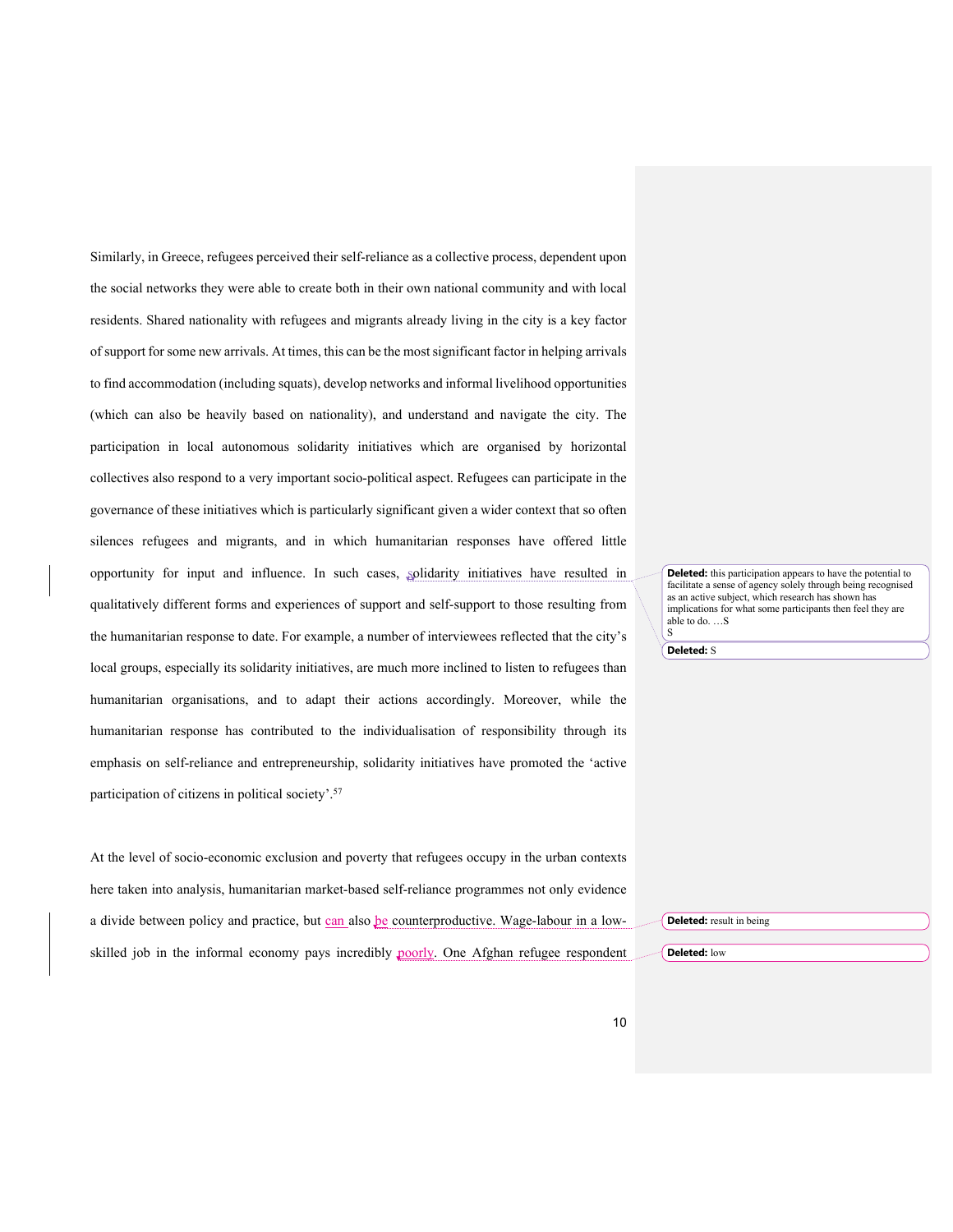Similarly, in Greece, refugees perceived their self-reliance as a collective process, dependent upon the social networks they were able to create both in their own national community and with local residents. Shared nationality with refugees and migrants already living in the city is a key factor of support for some new arrivals. At times, this can be the most significant factor in helping arrivals to find accommodation (including squats), develop networks and informal livelihood opportunities (which can also be heavily based on nationality), and understand and navigate the city. The participation in local autonomous solidarity initiatives which are organised by horizontal collectives also respond to a very important socio-political aspect. Refugees can participate in the governance of these initiatives which is particularly significant given a wider context that so often silences refugees and migrants, and in which humanitarian responses have offered little opportunity for input and influence. In such cases, solidarity initiatives have resulted in qualitatively different forms and experiences of support and self-support to those resulting from the humanitarian response to date. For example, a number of interviewees reflected that the city's local groups, especially its solidarity initiatives, are much more inclined to listen to refugees than humanitarian organisations, and to adapt their actions accordingly. Moreover, while the humanitarian response has contributed to the individualisation of responsibility through its emphasis on self-reliance and entrepreneurship, solidarity initiatives have promoted the 'active participation of citizens in political society'.[57]

At the level of socio-economic exclusion and poverty that refugees occupy in the urban contexts here taken into analysis, humanitarian market-based self-reliance programmes not only evidence a divide between policy and practice, but can also be counterproductive. Wage-labour in a low-skilled job in the informal economy pays incredibly poorly. One Afghan refugee respondent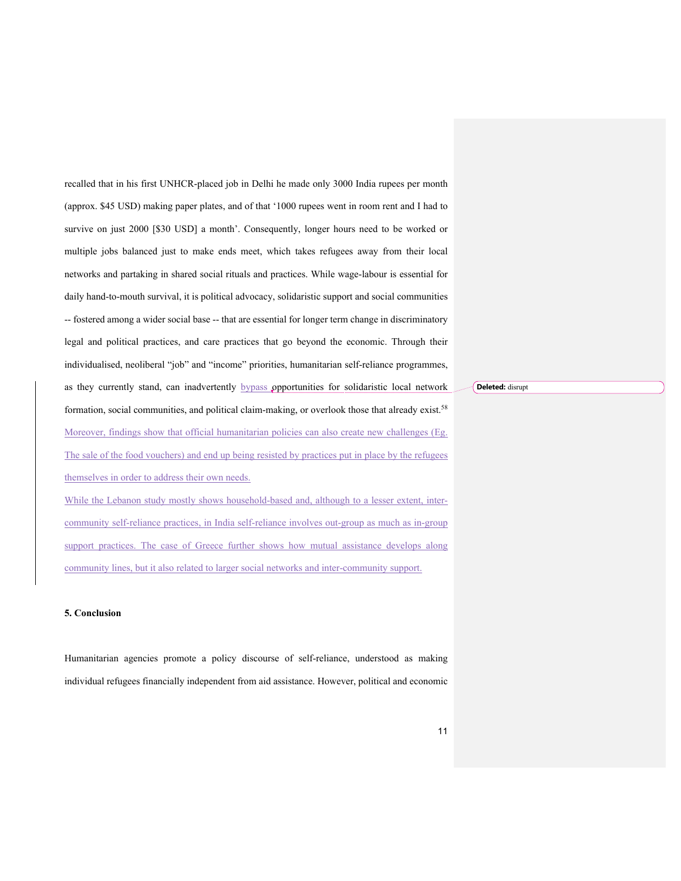recalled that in his first UNHCR-placed job in Delhi he made only 3000 India rupees per month (approx. $45 USD) making paper plates, and of that '1000 rupees went in room rent and I had to survive on just 2000 [$30 USD] a month'. Consequently, longer hours need to be worked or multiple jobs balanced just to make ends meet, which takes refugees away from their local networks and partaking in shared social rituals and practices. While wage-labour is essential for daily hand-to-mouth survival, it is political advocacy, solidaristic support and social communities -- fostered among a wider social base -- that are essential for longer term change in discriminatory legal and political practices, and care practices that go beyond the economic. Through their individualised, neoliberal "job" and "income" priorities, humanitarian self-reliance programmes, as they currently stand, can inadvertently bypass opportunities for solidaristic local network formation, social communities, and political claim-making, or overlook those that already exist.[58] Moreover, findings show that official humanitarian policies can also create new challenges (Eg. The sale of the food vouchers) and end up being resisted by practices put in place by the refugees themselves in order to address their own needs.

While the Lebanon study mostly shows household-based and, although to a lesser extent, inter-community self-reliance practices, in India self-reliance involves out-group as much as in-group support practices. The case of Greece further shows how mutual assistance develops along community lines, but it also related to larger social networks and inter-community support.

## 5. Conclusion

Humanitarian agencies promote a policy discourse of self-reliance, understood as making individual refugees financially independent from aid assistance. However, political and economic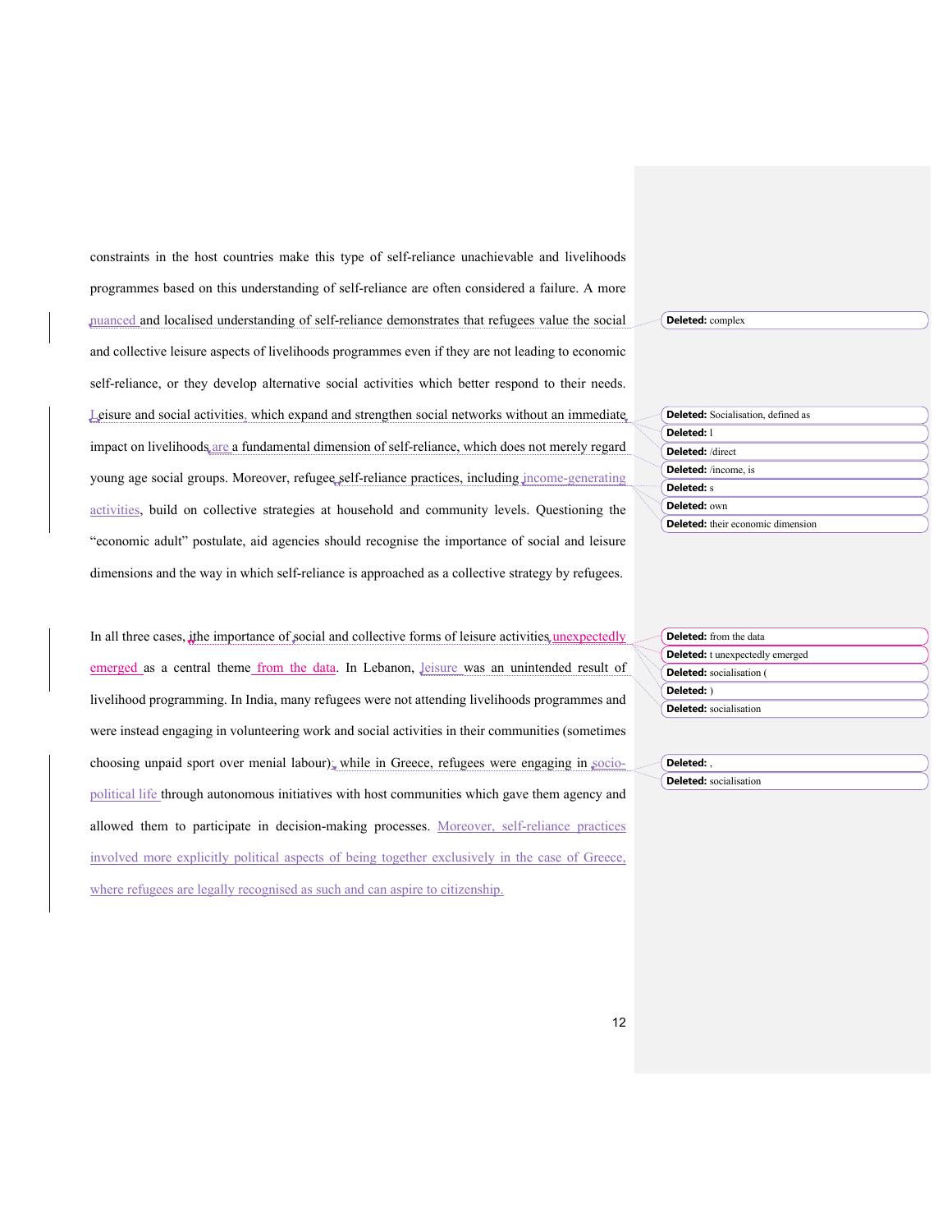constraints in the host countries make this type of self-reliance unachievable and livelihoods programmes based on this understanding of self-reliance are often considered a failure. A more nuanced and localised understanding of self-reliance demonstrates that refugees value the social and collective leisure aspects of livelihoods programmes even if they are not leading to economic self-reliance, or they develop alternative social activities which better respond to their needs. Leisure and social activities, which expand and strengthen social networks without an immediate impact on livelihoods are a fundamental dimension of self-reliance, which does not merely regard young age social groups. Moreover, refugee self-reliance practices, including income-generating activities, build on collective strategies at household and community levels. Questioning the "economic adult" postulate, aid agencies should recognise the importance of social and leisure dimensions and the way in which self-reliance is approached as a collective strategy by refugees.

In all three cases, the importance of social and collective forms of leisure activities unexpectedly emerged as a central theme from the data. In Lebanon, leisure was an unintended result of livelihood programming. In India, many refugees were not attending livelihoods programmes and were instead engaging in volunteering work and social activities in their communities (sometimes choosing unpaid sport over menial labour); while in Greece, refugees were engaging in socio-political life through autonomous initiatives with host communities which gave them agency and allowed them to participate in decision-making processes. Moreover, self-reliance practices involved more explicitly political aspects of being together exclusively in the case of Greece, where refugees are legally recognised as such and can aspire to citizenship.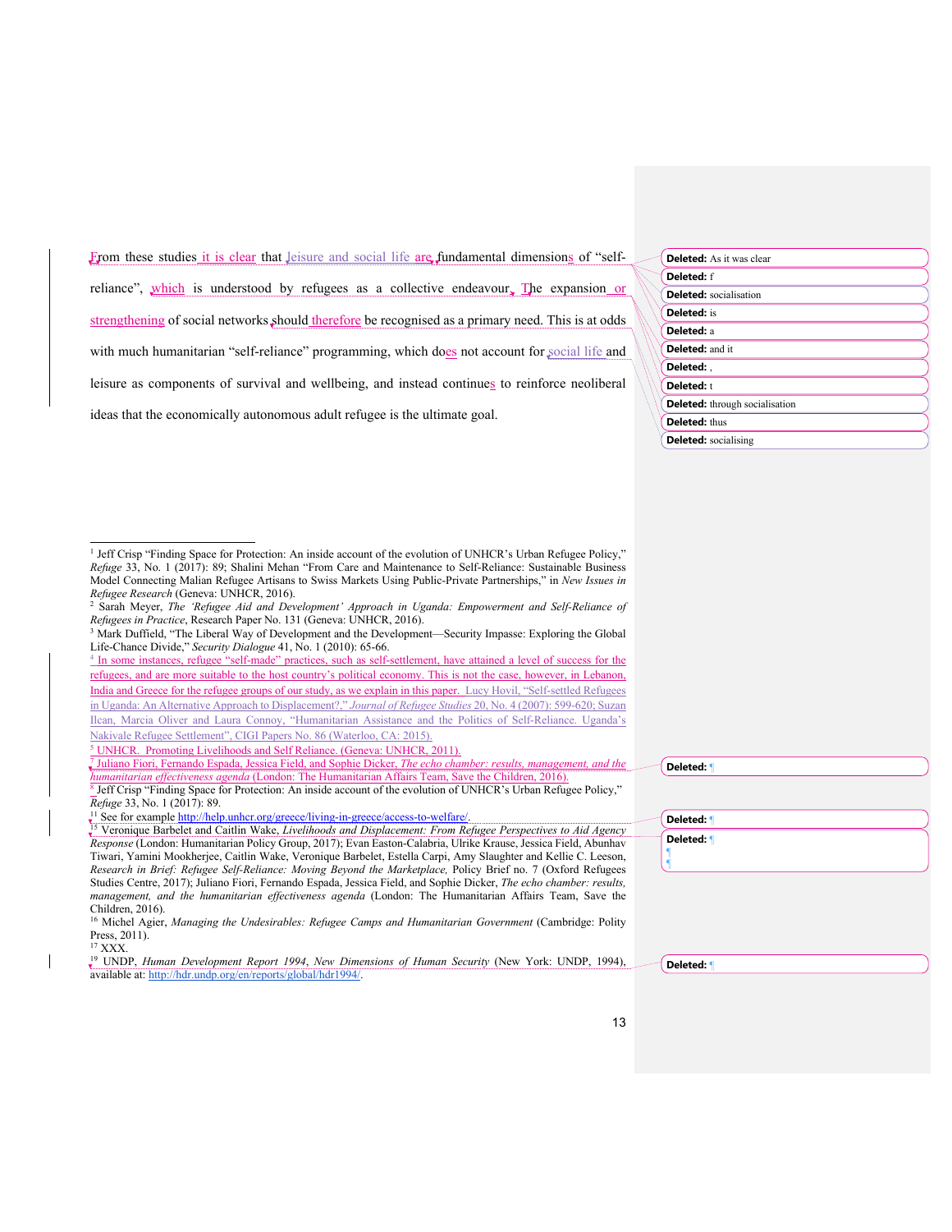From these studies it is clear that leisure and social life are fundamental dimensions of "self-reliance", which is understood by refugees as a collective endeavour. The expansion or strengthening of social networks should therefore be recognised as a primary need. This is at odds with much humanitarian "self-reliance" programming, which does not account for social life and leisure as components of survival and wellbeing, and instead continues to reinforce neoliberal ideas that the economically autonomous adult refugee is the ultimate goal.

---

[1] Jeff Crisp "Finding Space for Protection: An inside account of the evolution of UNHCR's Urban Refugee Policy," *Refuge* 33, No. 1 (2017): 89; Shalini Mehan "From Care and Maintenance to Self-Reliance: Sustainable Business Model Connecting Malian Refugee Artisans to Swiss Markets Using Public-Private Partnerships," in *New Issues in Refugee Research* (Geneva: UNHCR, 2016).

[2] Sarah Meyer, *The 'Refugee Aid and Development' Approach in Uganda: Empowerment and Self-Reliance of Refugees in Practice*, Research Paper No. 131 (Geneva: UNHCR, 2016).

[3] Mark Duffield, "The Liberal Way of Development and the Development—Security Impasse: Exploring the Global Life-Chance Divide," *Security Dialogue* 41, No. 1 (2010): 65-66.

[4] In some instances, refugee "self-made" practices, such as self-settlement, have attained a level of success for the refugees, and are more suitable to the host country's political economy. This is not the case, however, in Lebanon, India and Greece for the refugee groups of our study, as we explain in this paper. Lucy Hovil, "Self-settled Refugees in Uganda: An Alternative Approach to Displacement?," *Journal of Refugee Studies* 20, No. 4 (2007): 599-620; Suzan Ilcan, Marcia Oliver and Laura Connoy, "Humanitarian Assistance and the Politics of Self-Reliance. Uganda's Nakivale Refugee Settlement", CIGI Papers No. 86 (Waterloo, CA: 2015).

[5] UNHCR. Promoting Livelihoods and Self Reliance. (Geneva: UNHCR, 2011).

[7] Juliano Fiori, Fernando Espada, Jessica Field, and Sophie Dicker, *The echo chamber: results, management, and the humanitarian effectiveness agenda* (London: The Humanitarian Affairs Team, Save the Children, 2016).

[8] Jeff Crisp "Finding Space for Protection: An inside account of the evolution of UNHCR's Urban Refugee Policy," *Refuge* 33, No. 1 (2017): 89.

[11] See for example http://help.unhcr.org/greece/living-in-greece/access-to-welfare/.

[15] Veronique Barbelet and Caitlin Wake, *Livelihoods and Displacement: From Refugee Perspectives to Aid Agency Response* (London: Humanitarian Policy Group, 2017); Evan Easton-Calabria, Ulrike Krause, Jessica Field, Abunhav Tiwari, Yamini Mookherjee, Caitlin Wake, Veronique Barbelet, Estella Carpi, Amy Slaughter and Kellie C. Leeson, *Research in Brief: Refugee Self-Reliance: Moving Beyond the Marketplace,* Policy Brief no. 7 (Oxford Refugees Studies Centre, 2017); Juliano Fiori, Fernando Espada, Jessica Field, and Sophie Dicker, *The echo chamber: results, management, and the humanitarian effectiveness agenda* (London: The Humanitarian Affairs Team, Save the Children, 2016).

[16] Michel Agier, *Managing the Undesirables: Refugee Camps and Humanitarian Government* (Cambridge: Polity Press, 2011).

[17] XXX.

[19] UNDP, *Human Development Report 1994*, *New Dimensions of Human Security* (New York: UNDP, 1994), available at: http://hdr.undp.org/en/reports/global/hdr1994/.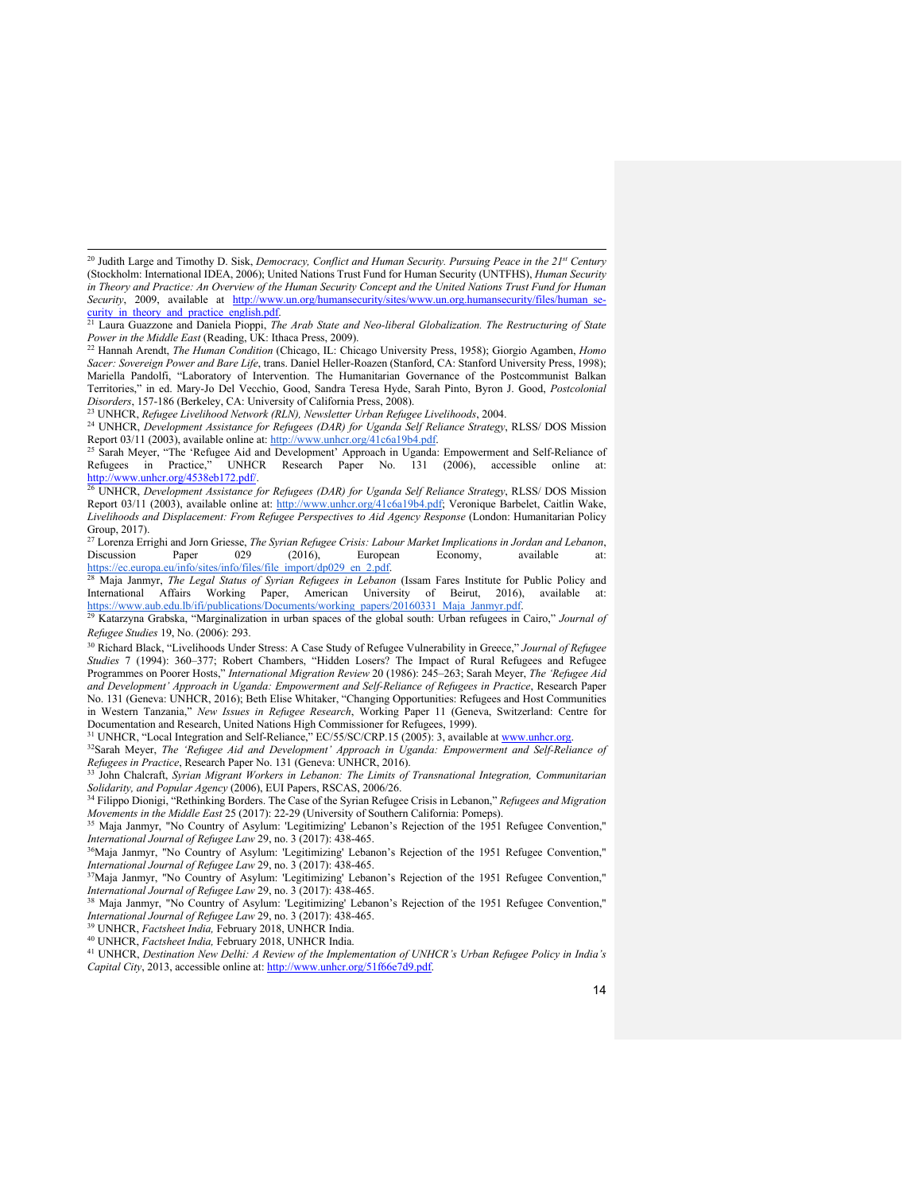[20] Judith Large and Timothy D. Sisk, *Democracy, Conflict and Human Security. Pursuing Peace in the 21st Century* (Stockholm: International IDEA, 2006); United Nations Trust Fund for Human Security (UNTFHS), *Human Security in Theory and Practice: An Overview of the Human Security Concept and the United Nations Trust Fund for Human Security*, 2009, available at http://www.un.org/humansecurity/sites/www.un.org.humansecurity/files/human_security_in_theory_and_practice_english.pdf.

[21] Laura Guazzone and Daniela Pioppi, *The Arab State and Neo-liberal Globalization. The Restructuring of State Power in the Middle East* (Reading, UK: Ithaca Press, 2009).

[22] Hannah Arendt, *The Human Condition* (Chicago, IL: Chicago University Press, 1958); Giorgio Agamben, *Homo Sacer: Sovereign Power and Bare Life*, trans. Daniel Heller-Roazen (Stanford, CA: Stanford University Press, 1998); Mariella Pandolfi, "Laboratory of Intervention. The Humanitarian Governance of the Postcommunist Balkan Territories," in ed. Mary-Jo Del Vecchio, Good, Sandra Teresa Hyde, Sarah Pinto, Byron J. Good, *Postcolonial Disorders*, 157-186 (Berkeley, CA: University of California Press, 2008).

[23] UNHCR, *Refugee Livelihood Network (RLN), Newsletter Urban Refugee Livelihoods*, 2004.

[24] UNHCR, *Development Assistance for Refugees (DAR) for Uganda Self Reliance Strategy*, RLSS/ DOS Mission Report 03/11 (2003), available online at: http://www.unhcr.org/41c6a19b4.pdf.

[25] Sarah Meyer, "The 'Refugee Aid and Development' Approach in Uganda: Empowerment and Self-Reliance of Refugees in Practice," UNHCR Research Paper No. 131 (2006), accessible online at: http://www.unhcr.org/4538eb172.pdf/.

[26] UNHCR, *Development Assistance for Refugees (DAR) for Uganda Self Reliance Strategy*, RLSS/ DOS Mission Report 03/11 (2003), available online at: http://www.unhcr.org/41c6a19b4.pdf; Veronique Barbelet, Caitlin Wake, *Livelihoods and Displacement: From Refugee Perspectives to Aid Agency Response* (London: Humanitarian Policy Group, 2017).

[27] Lorenza Errighi and Jorn Griesse, *The Syrian Refugee Crisis: Labour Market Implications in Jordan and Lebanon*, Discussion Paper 029 (2016), European Economy, available at: https://ec.europa.eu/info/sites/info/files/file_import/dp029_en_2.pdf.

[28] Maja Janmyr, *The Legal Status of Syrian Refugees in Lebanon* (Issam Fares Institute for Public Policy and International Affairs Working Paper, American University of Beirut, 2016), available at: https://www.aub.edu.lb/ifi/publications/Documents/working_papers/20160331_Maja_Janmyr.pdf.

[29] Katarzyna Grabska, "Marginalization in urban spaces of the global south: Urban refugees in Cairo," *Journal of Refugee Studies* 19, No. (2006): 293.

[30] Richard Black, "Livelihoods Under Stress: A Case Study of Refugee Vulnerability in Greece," *Journal of Refugee Studies* 7 (1994): 360–377; Robert Chambers, "Hidden Losers? The Impact of Rural Refugees and Refugee Programmes on Poorer Hosts," *International Migration Review* 20 (1986): 245–263; Sarah Meyer, *The 'Refugee Aid and Development' Approach in Uganda: Empowerment and Self-Reliance of Refugees in Practice*, Research Paper No. 131 (Geneva: UNHCR, 2016); Beth Elise Whitaker, "Changing Opportunities: Refugees and Host Communities in Western Tanzania," *New Issues in Refugee Research*, Working Paper 11 (Geneva, Switzerland: Centre for Documentation and Research, United Nations High Commissioner for Refugees, 1999).

[31] UNHCR, "Local Integration and Self-Reliance," EC/55/SC/CRP.15 (2005): 3, available at www.unhcr.org.

[32] Sarah Meyer, *The 'Refugee Aid and Development' Approach in Uganda: Empowerment and Self-Reliance of Refugees in Practice*, Research Paper No. 131 (Geneva: UNHCR, 2016).

[33] John Chalcraft, *Syrian Migrant Workers in Lebanon: The Limits of Transnational Integration, Communitarian Solidarity, and Popular Agency* (2006), EUI Papers, RSCAS, 2006/26.

[34] Filippo Dionigi, "Rethinking Borders. The Case of the Syrian Refugee Crisis in Lebanon," *Refugees and Migration Movements in the Middle East* 25 (2017): 22-29 (University of Southern California: Pomeps).

[35] Maja Janmyr, "No Country of Asylum: 'Legitimizing' Lebanon's Rejection of the 1951 Refugee Convention," *International Journal of Refugee Law* 29, no. 3 (2017): 438-465.

[36] Maja Janmyr, "No Country of Asylum: 'Legitimizing' Lebanon's Rejection of the 1951 Refugee Convention," *International Journal of Refugee Law* 29, no. 3 (2017): 438-465.

[37] Maja Janmyr, "No Country of Asylum: 'Legitimizing' Lebanon's Rejection of the 1951 Refugee Convention," *International Journal of Refugee Law* 29, no. 3 (2017): 438-465.

[38] Maja Janmyr, "No Country of Asylum: 'Legitimizing' Lebanon's Rejection of the 1951 Refugee Convention," *International Journal of Refugee Law* 29, no. 3 (2017): 438-465.

[39] UNHCR, *Factsheet India,* February 2018, UNHCR India.

[40] UNHCR, *Factsheet India,* February 2018, UNHCR India.

[41] UNHCR, *Destination New Delhi: A Review of the Implementation of UNHCR's Urban Refugee Policy in India's Capital City*, 2013, accessible online at: http://www.unhcr.org/51f66e7d9.pdf.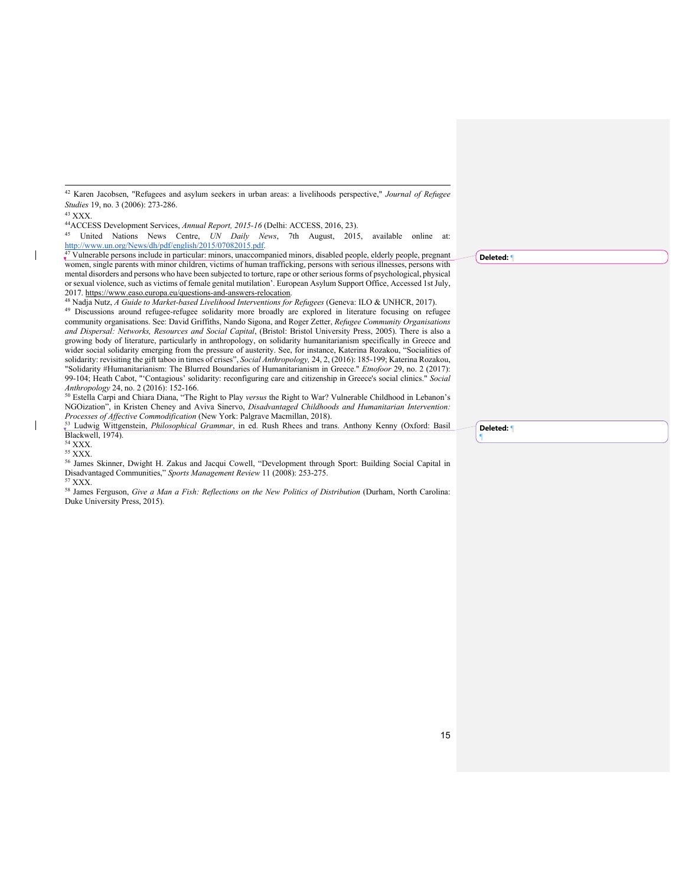[42] Karen Jacobsen, "Refugees and asylum seekers in urban areas: a livelihoods perspective," *Journal of Refugee Studies* 19, no. 3 (2006): 273-286.

[43] XXX.

[44] ACCESS Development Services, *Annual Report, 2015-16* (Delhi: ACCESS, 2016, 23).

[45] United Nations News Centre, *UN Daily News*, 7th August, 2015, available online at: http://www.un.org/News/dh/pdf/english/2015/07082015.pdf.

[47] Vulnerable persons include in particular: minors, unaccompanied minors, disabled people, elderly people, pregnant women, single parents with minor children, victims of human trafficking, persons with serious illnesses, persons with mental disorders and persons who have been subjected to torture, rape or other serious forms of psychological, physical or sexual violence, such as victims of female genital mutilation'. European Asylum Support Office, Accessed 1st July, 2017. https://www.easo.europa.eu/questions-and-answers-relocation.

[48] Nadja Nutz, *A Guide to Market-based Livelihood Interventions for Refugees* (Geneva: ILO & UNHCR, 2017).

[49] Discussions around refugee-refugee solidarity more broadly are explored in literature focusing on refugee community organisations. See: David Griffiths, Nando Sigona, and Roger Zetter, *Refugee Community Organisations and Dispersal: Networks, Resources and Social Capital*, (Bristol: Bristol University Press, 2005). There is also a growing body of literature, particularly in anthropology, on solidarity humanitarianism specifically in Greece and wider social solidarity emerging from the pressure of austerity. See, for instance, Katerina Rozakou, "Socialities of solidarity: revisiting the gift taboo in times of crises", *Social Anthropology,* 24, 2, (2016): 185-199; Katerina Rozakou, "Solidarity #Humanitarianism: The Blurred Boundaries of Humanitarianism in Greece." *Etnofoor* 29, no. 2 (2017): 99-104; Heath Cabot, "'Contagious' solidarity: reconfiguring care and citizenship in Greece's social clinics." *Social Anthropology* 24, no. 2 (2016): 152-166.

[50] Estella Carpi and Chiara Diana, "The Right to Play *versus* the Right to War? Vulnerable Childhood in Lebanon's NGOization", in Kristen Cheney and Aviva Sinervo, *Disadvantaged Childhoods and Humanitarian Intervention: Processes of Affective Commodification* (New York: Palgrave Macmillan, 2018).

[53] Ludwig Wittgenstein, *Philosophical Grammar*, in ed. Rush Rhees and trans. Anthony Kenny (Oxford: Basil Blackwell, 1974).

[54] XXX.

[55] XXX.

[56] James Skinner, Dwight H. Zakus and Jacqui Cowell, "Development through Sport: Building Social Capital in Disadvantaged Communities," *Sports Management Review* 11 (2008): 253-275.

[57] XXX.

[58] James Ferguson, *Give a Man a Fish: Reflections on the New Politics of Distribution* (Durham, North Carolina: Duke University Press, 2015).